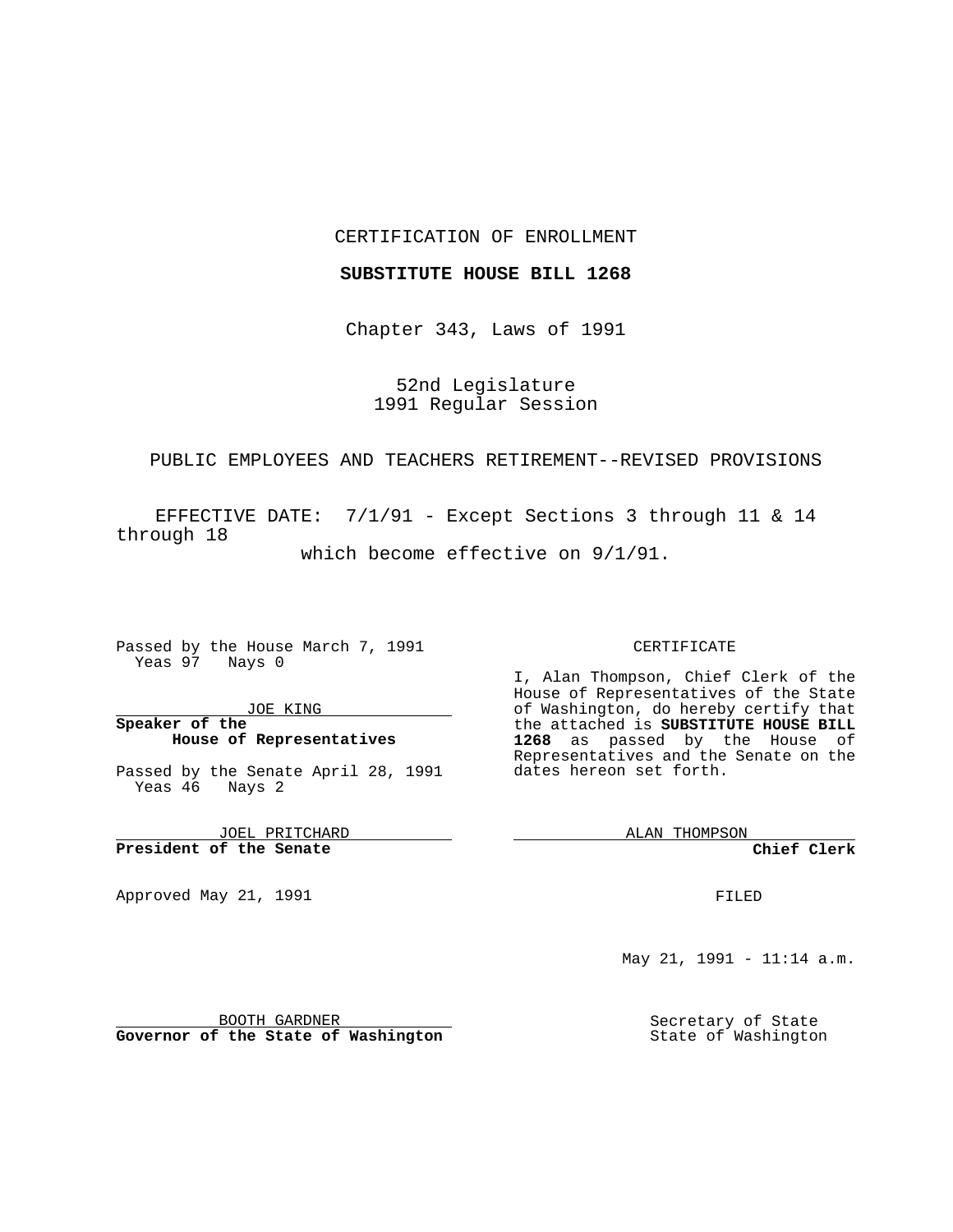CERTIFICATION OF ENROLLMENT

**SUBSTITUTE HOUSE BILL 1268**

Chapter 343, Laws of 1991

52nd Legislature
1991 Regular Session

PUBLIC EMPLOYEES AND TEACHERS RETIREMENT--REVISED PROVISIONS

EFFECTIVE DATE: 7/1/91 - Except Sections 3 through 11 & 14 through 18 which become effective on 9/1/91.

Passed by the House March 7, 1991
Yeas 97 Nays 0

JOE KING
**Speaker of the House of Representatives**

Passed by the Senate April 28, 1991
Yeas 46 Nays 2

JOEL PRITCHARD
**President of the Senate**

Approved May 21, 1991

BOOTH GARDNER
**Governor of the State of Washington**

CERTIFICATE

I, Alan Thompson, Chief Clerk of the House of Representatives of the State of Washington, do hereby certify that the attached is **SUBSTITUTE HOUSE BILL 1268** as passed by the House of Representatives and the Senate on the dates hereon set forth.

ALAN THOMPSON
**Chief Clerk**

FILED

May 21, 1991 - 11:14 a.m.

Secretary of State
State of Washington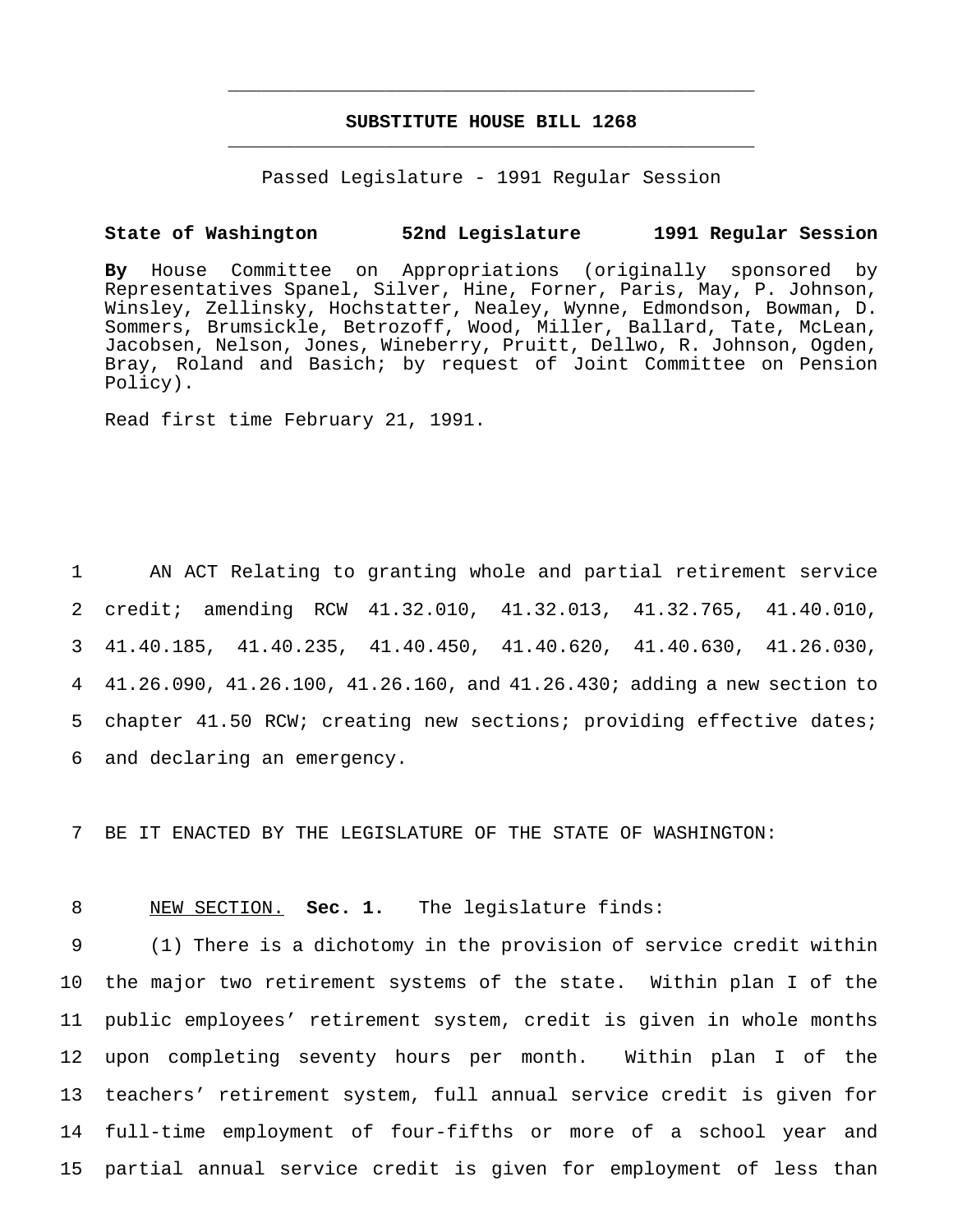# SUBSTITUTE HOUSE BILL 1268

Passed Legislature - 1991 Regular Session

**State of Washington 52nd Legislature 1991 Regular Session**

**By** House Committee on Appropriations (originally sponsored by Representatives Spanel, Silver, Hine, Forner, Paris, May, P. Johnson, Winsley, Zellinsky, Hochstatter, Nealey, Wynne, Edmondson, Bowman, D. Sommers, Brumsickle, Betrozoff, Wood, Miller, Ballard, Tate, McLean, Jacobsen, Nelson, Jones, Wineberry, Pruitt, Dellwo, R. Johnson, Ogden, Bray, Roland and Basich; by request of Joint Committee on Pension Policy).

Read first time February 21, 1991.

1 AN ACT Relating to granting whole and partial retirement service
2 credit; amending RCW 41.32.010, 41.32.013, 41.32.765, 41.40.010,
3 41.40.185, 41.40.235, 41.40.450, 41.40.620, 41.40.630, 41.26.030,
4 41.26.090, 41.26.100, 41.26.160, and 41.26.430; adding a new section to
5 chapter 41.50 RCW; creating new sections; providing effective dates;
6 and declaring an emergency.

7 BE IT ENACTED BY THE LEGISLATURE OF THE STATE OF WASHINGTON:

8 NEW SECTION. **Sec. 1.** The legislature finds:
9 (1) There is a dichotomy in the provision of service credit within
10 the major two retirement systems of the state. Within plan I of the
11 public employees' retirement system, credit is given in whole months
12 upon completing seventy hours per month. Within plan I of the
13 teachers' retirement system, full annual service credit is given for
14 full-time employment of four-fifths or more of a school year and
15 partial annual service credit is given for employment of less than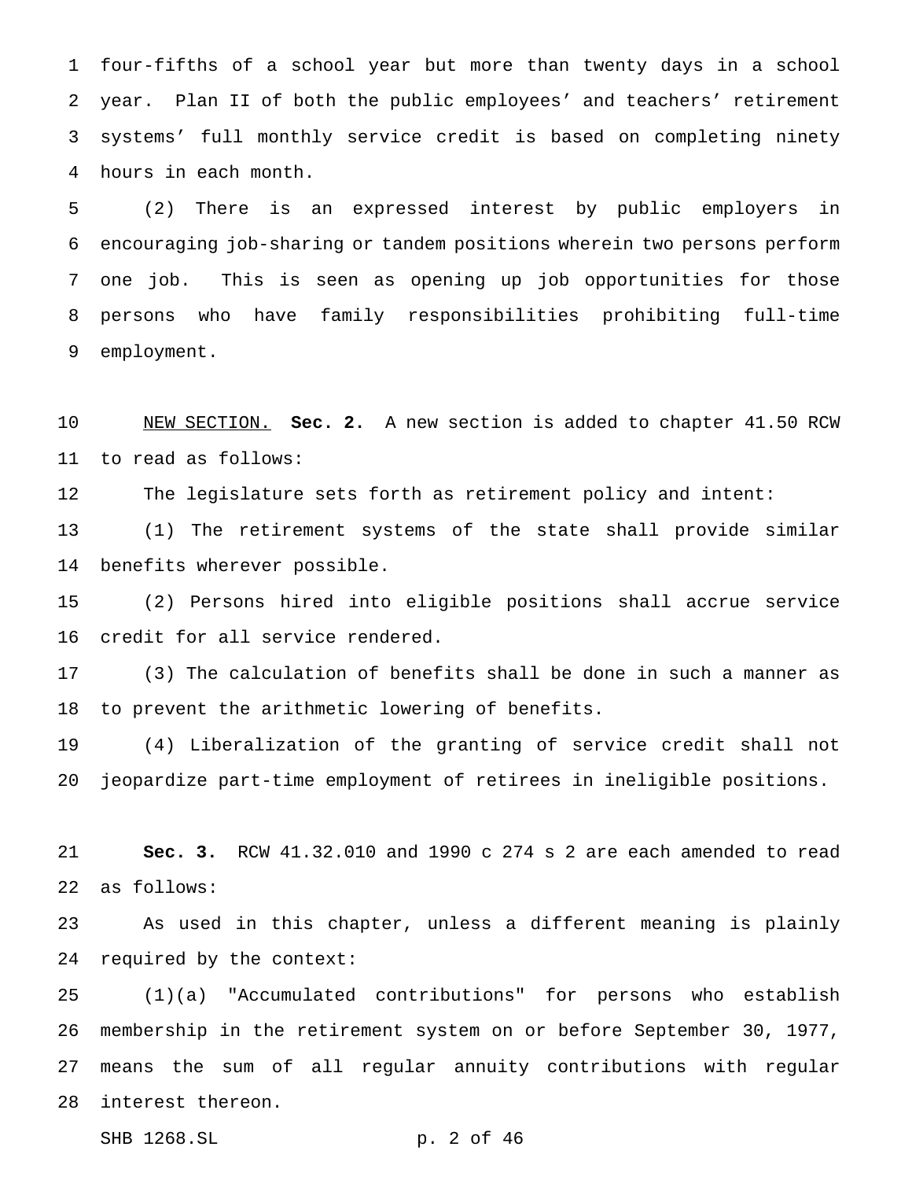four-fifths of a school year but more than twenty days in a school year. Plan II of both the public employees' and teachers' retirement systems' full monthly service credit is based on completing ninety hours in each month.

(2) There is an expressed interest by public employers in encouraging job-sharing or tandem positions wherein two persons perform one job. This is seen as opening up job opportunities for those persons who have family responsibilities prohibiting full-time employment.

NEW SECTION. **Sec. 2.** A new section is added to chapter 41.50 RCW to read as follows:

The legislature sets forth as retirement policy and intent:

(1) The retirement systems of the state shall provide similar benefits wherever possible.

(2) Persons hired into eligible positions shall accrue service credit for all service rendered.

(3) The calculation of benefits shall be done in such a manner as to prevent the arithmetic lowering of benefits.

(4) Liberalization of the granting of service credit shall not jeopardize part-time employment of retirees in ineligible positions.

**Sec. 3.** RCW 41.32.010 and 1990 c 274 s 2 are each amended to read as follows:

As used in this chapter, unless a different meaning is plainly required by the context:

(1)(a) "Accumulated contributions" for persons who establish membership in the retirement system on or before September 30, 1977, means the sum of all regular annuity contributions with regular interest thereon.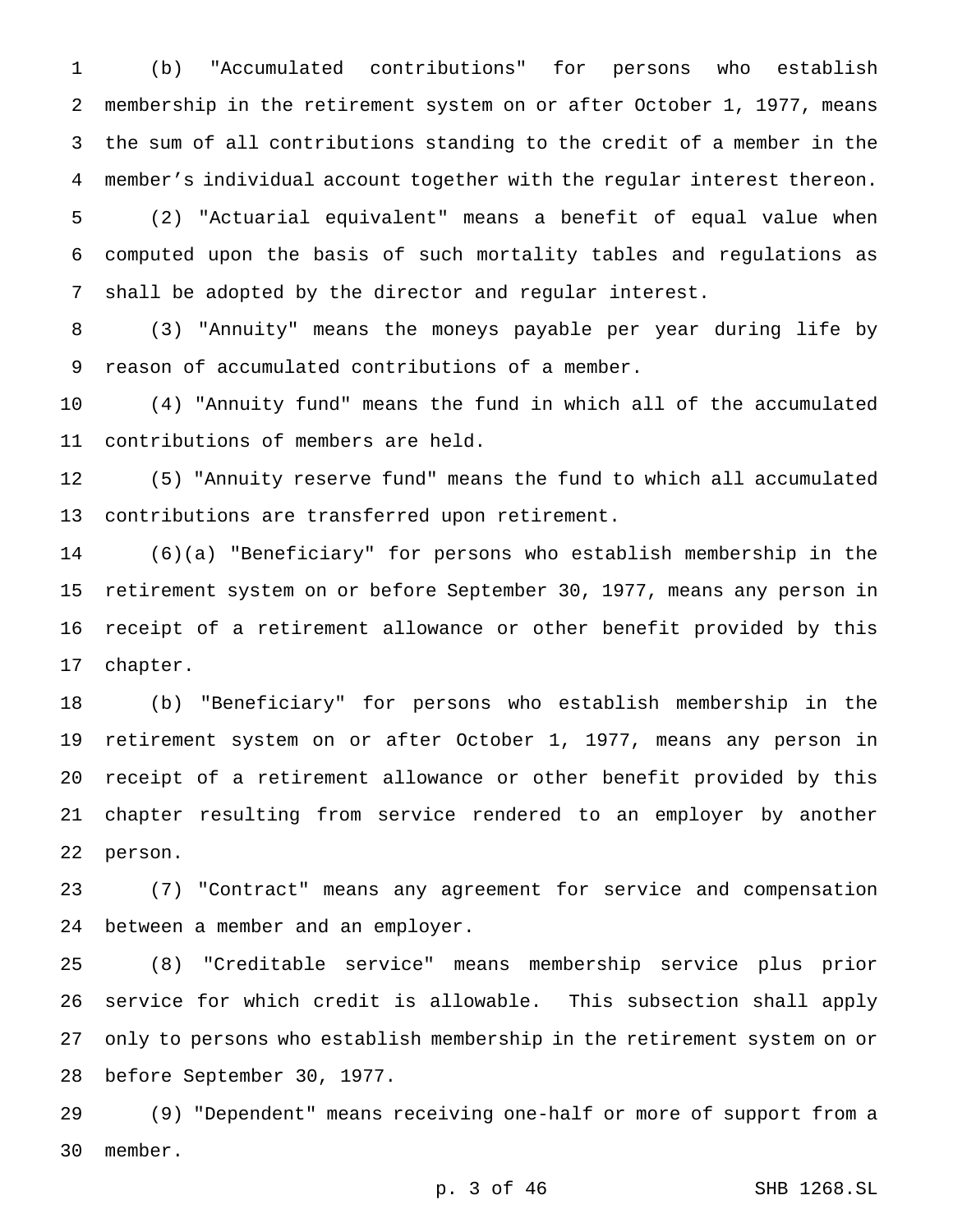(b) "Accumulated contributions" for persons who establish membership in the retirement system on or after October 1, 1977, means the sum of all contributions standing to the credit of a member in the member's individual account together with the regular interest thereon.

(2) "Actuarial equivalent" means a benefit of equal value when computed upon the basis of such mortality tables and regulations as shall be adopted by the director and regular interest.

(3) "Annuity" means the moneys payable per year during life by reason of accumulated contributions of a member.

(4) "Annuity fund" means the fund in which all of the accumulated contributions of members are held.

(5) "Annuity reserve fund" means the fund to which all accumulated contributions are transferred upon retirement.

(6)(a) "Beneficiary" for persons who establish membership in the retirement system on or before September 30, 1977, means any person in receipt of a retirement allowance or other benefit provided by this chapter.

(b) "Beneficiary" for persons who establish membership in the retirement system on or after October 1, 1977, means any person in receipt of a retirement allowance or other benefit provided by this chapter resulting from service rendered to an employer by another person.

(7) "Contract" means any agreement for service and compensation between a member and an employer.

(8) "Creditable service" means membership service plus prior service for which credit is allowable. This subsection shall apply only to persons who establish membership in the retirement system on or before September 30, 1977.

(9) "Dependent" means receiving one-half or more of support from a member.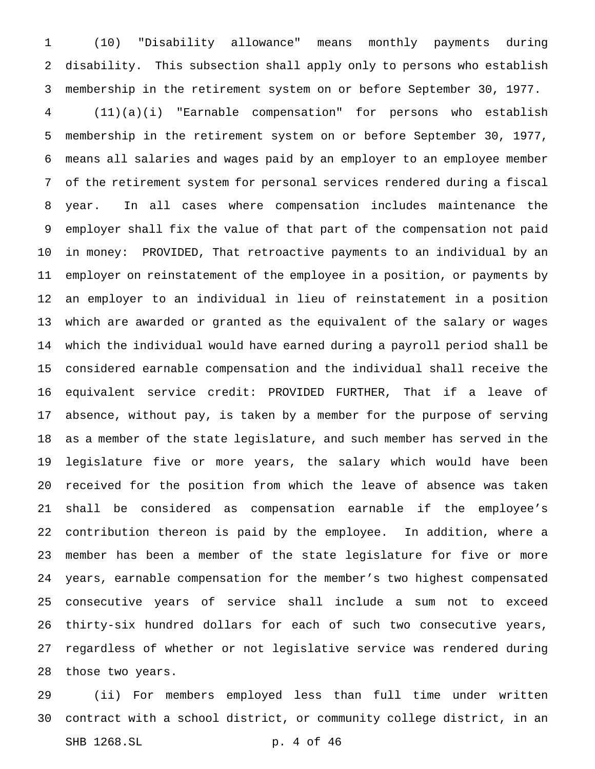(10) "Disability allowance" means monthly payments during disability. This subsection shall apply only to persons who establish membership in the retirement system on or before September 30, 1977.

(11)(a)(i) "Earnable compensation" for persons who establish membership in the retirement system on or before September 30, 1977, means all salaries and wages paid by an employer to an employee member of the retirement system for personal services rendered during a fiscal year. In all cases where compensation includes maintenance the employer shall fix the value of that part of the compensation not paid in money: PROVIDED, That retroactive payments to an individual by an employer on reinstatement of the employee in a position, or payments by an employer to an individual in lieu of reinstatement in a position which are awarded or granted as the equivalent of the salary or wages which the individual would have earned during a payroll period shall be considered earnable compensation and the individual shall receive the equivalent service credit: PROVIDED FURTHER, That if a leave of absence, without pay, is taken by a member for the purpose of serving as a member of the state legislature, and such member has served in the legislature five or more years, the salary which would have been received for the position from which the leave of absence was taken shall be considered as compensation earnable if the employee's contribution thereon is paid by the employee. In addition, where a member has been a member of the state legislature for five or more years, earnable compensation for the member's two highest compensated consecutive years of service shall include a sum not to exceed thirty-six hundred dollars for each of such two consecutive years, regardless of whether or not legislative service was rendered during those two years.

(ii) For members employed less than full time under written contract with a school district, or community college district, in an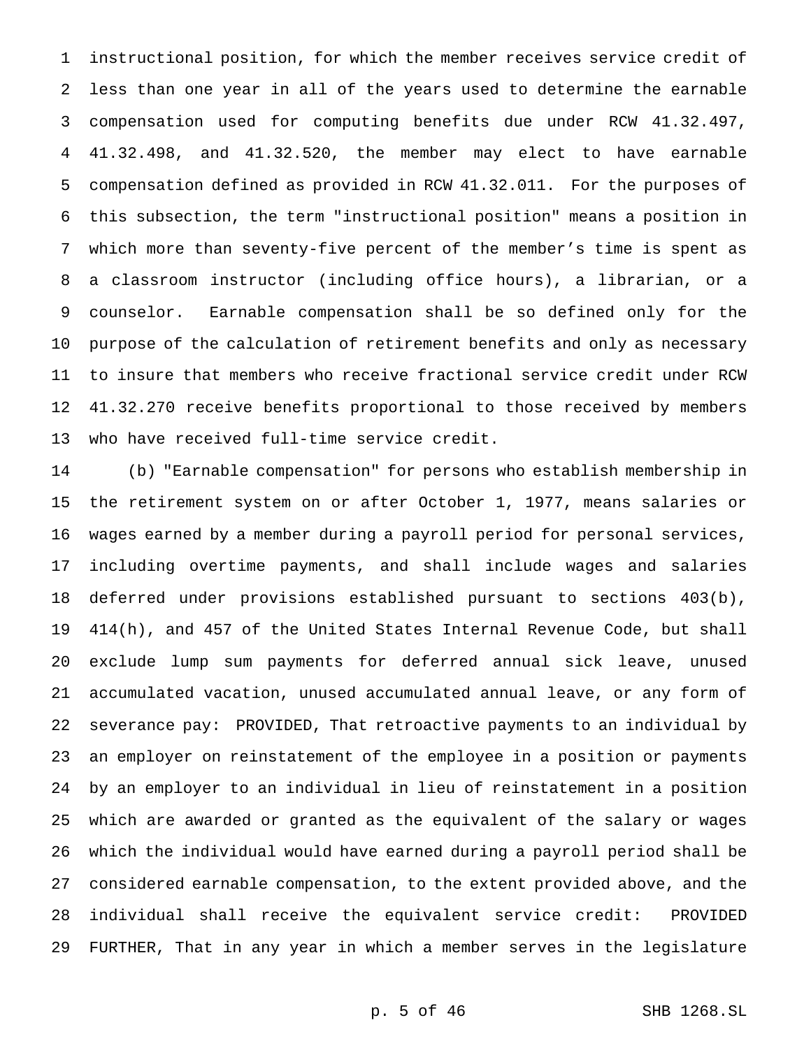instructional position, for which the member receives service credit of less than one year in all of the years used to determine the earnable compensation used for computing benefits due under RCW 41.32.497, 41.32.498, and 41.32.520, the member may elect to have earnable compensation defined as provided in RCW 41.32.011. For the purposes of this subsection, the term "instructional position" means a position in which more than seventy-five percent of the member's time is spent as a classroom instructor (including office hours), a librarian, or a counselor. Earnable compensation shall be so defined only for the purpose of the calculation of retirement benefits and only as necessary to insure that members who receive fractional service credit under RCW 41.32.270 receive benefits proportional to those received by members who have received full-time service credit.

(b) "Earnable compensation" for persons who establish membership in the retirement system on or after October 1, 1977, means salaries or wages earned by a member during a payroll period for personal services, including overtime payments, and shall include wages and salaries deferred under provisions established pursuant to sections 403(b), 414(h), and 457 of the United States Internal Revenue Code, but shall exclude lump sum payments for deferred annual sick leave, unused accumulated vacation, unused accumulated annual leave, or any form of severance pay: PROVIDED, That retroactive payments to an individual by an employer on reinstatement of the employee in a position or payments by an employer to an individual in lieu of reinstatement in a position which are awarded or granted as the equivalent of the salary or wages which the individual would have earned during a payroll period shall be considered earnable compensation, to the extent provided above, and the individual shall receive the equivalent service credit: PROVIDED FURTHER, That in any year in which a member serves in the legislature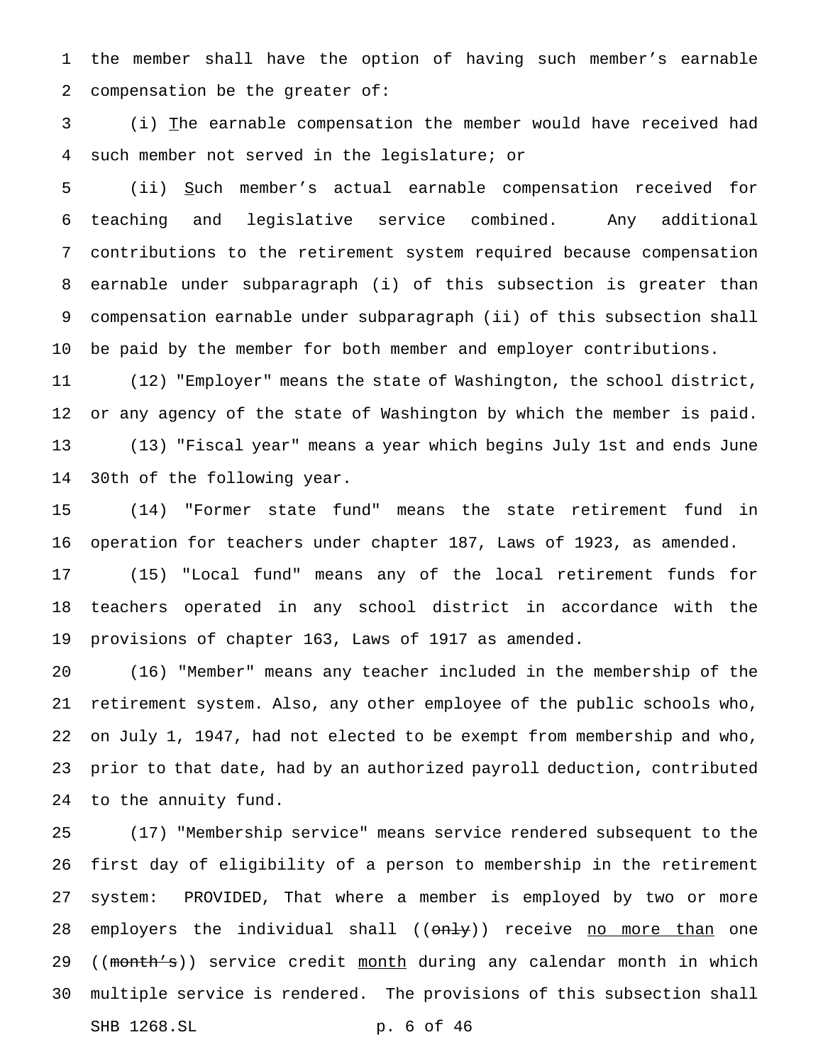the member shall have the option of having such member's earnable compensation be the greater of:

(i) The earnable compensation the member would have received had such member not served in the legislature; or

(ii) Such member's actual earnable compensation received for teaching and legislative service combined. Any additional contributions to the retirement system required because compensation earnable under subparagraph (i) of this subsection is greater than compensation earnable under subparagraph (ii) of this subsection shall be paid by the member for both member and employer contributions.

(12) "Employer" means the state of Washington, the school district, or any agency of the state of Washington by which the member is paid.

(13) "Fiscal year" means a year which begins July 1st and ends June 30th of the following year.

(14) "Former state fund" means the state retirement fund in operation for teachers under chapter 187, Laws of 1923, as amended.

(15) "Local fund" means any of the local retirement funds for teachers operated in any school district in accordance with the provisions of chapter 163, Laws of 1917 as amended.

(16) "Member" means any teacher included in the membership of the retirement system. Also, any other employee of the public schools who, on July 1, 1947, had not elected to be exempt from membership and who, prior to that date, had by an authorized payroll deduction, contributed to the annuity fund.

(17) "Membership service" means service rendered subsequent to the first day of eligibility of a person to membership in the retirement system: PROVIDED, That where a member is employed by two or more employers the individual shall ((~~only~~)) receive no more than one ((~~month's~~)) service credit month during any calendar month in which multiple service is rendered. The provisions of this subsection shall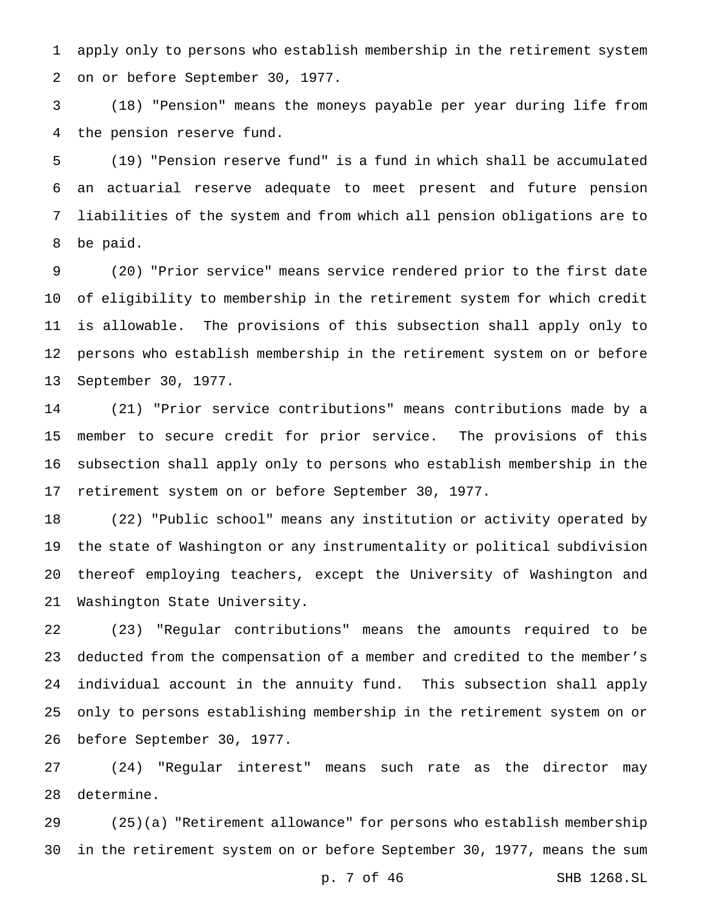apply only to persons who establish membership in the retirement system on or before September 30, 1977.

(18) "Pension" means the moneys payable per year during life from the pension reserve fund.

(19) "Pension reserve fund" is a fund in which shall be accumulated an actuarial reserve adequate to meet present and future pension liabilities of the system and from which all pension obligations are to be paid.

(20) "Prior service" means service rendered prior to the first date of eligibility to membership in the retirement system for which credit is allowable. The provisions of this subsection shall apply only to persons who establish membership in the retirement system on or before September 30, 1977.

(21) "Prior service contributions" means contributions made by a member to secure credit for prior service. The provisions of this subsection shall apply only to persons who establish membership in the retirement system on or before September 30, 1977.

(22) "Public school" means any institution or activity operated by the state of Washington or any instrumentality or political subdivision thereof employing teachers, except the University of Washington and Washington State University.

(23) "Regular contributions" means the amounts required to be deducted from the compensation of a member and credited to the member's individual account in the annuity fund. This subsection shall apply only to persons establishing membership in the retirement system on or before September 30, 1977.

(24) "Regular interest" means such rate as the director may determine.

(25)(a) "Retirement allowance" for persons who establish membership in the retirement system on or before September 30, 1977, means the sum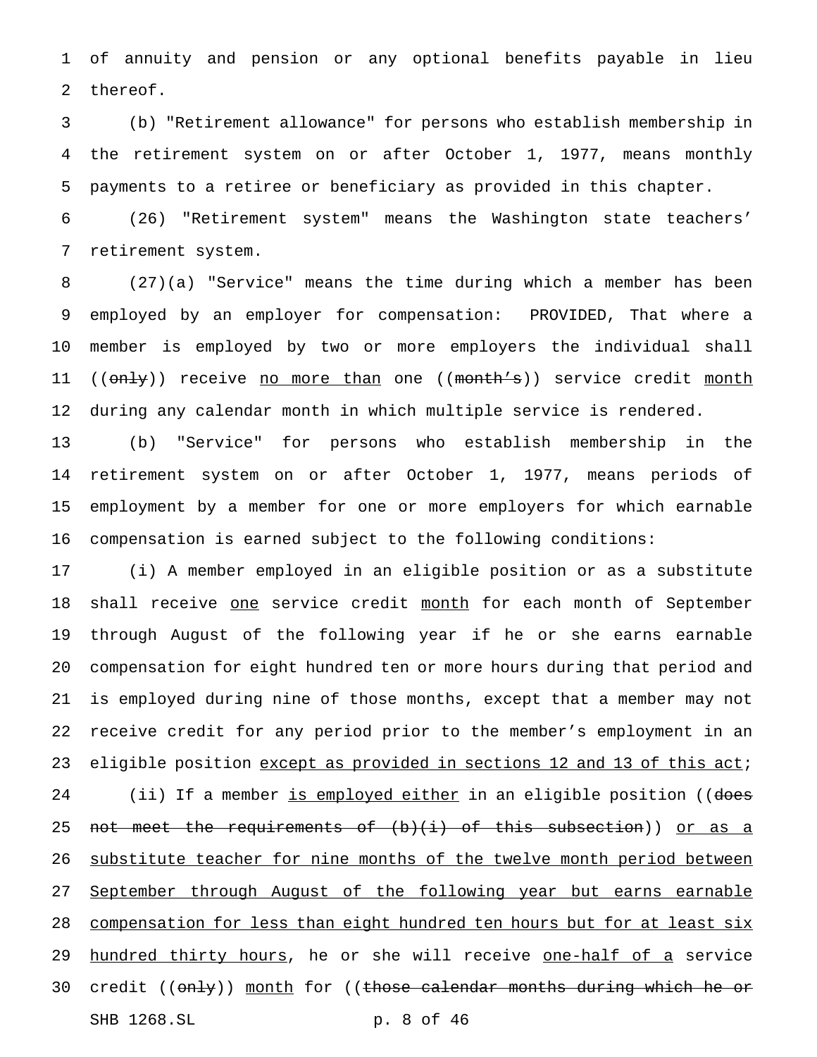of annuity and pension or any optional benefits payable in lieu thereof.

(b) "Retirement allowance" for persons who establish membership in the retirement system on or after October 1, 1977, means monthly payments to a retiree or beneficiary as provided in this chapter.

(26) "Retirement system" means the Washington state teachers' retirement system.

(27)(a) "Service" means the time during which a member has been employed by an employer for compensation: PROVIDED, That where a member is employed by two or more employers the individual shall ((~~only~~)) receive <u>no more than</u> one ((~~month's~~)) service credit <u>month</u> during any calendar month in which multiple service is rendered.

(b) "Service" for persons who establish membership in the retirement system on or after October 1, 1977, means periods of employment by a member for one or more employers for which earnable compensation is earned subject to the following conditions:

(i) A member employed in an eligible position or as a substitute shall receive <u>one</u> service credit <u>month</u> for each month of September through August of the following year if he or she earns earnable compensation for eight hundred ten or more hours during that period and is employed during nine of those months, except that a member may not receive credit for any period prior to the member's employment in an eligible position <u>except as provided in sections 12 and 13 of this act</u>;

(ii) If a member <u>is employed either</u> in an eligible position ((~~does not meet the requirements of (b)(i) of this subsection~~)) <u>or as a substitute teacher for nine months of the twelve month period between September through August of the following year but earns earnable compensation for less than eight hundred ten hours but for at least six hundred thirty hours</u>, he or she will receive <u>one-half of a</u> service credit ((~~only~~)) <u>month</u> for ((~~those calendar months during which he or~~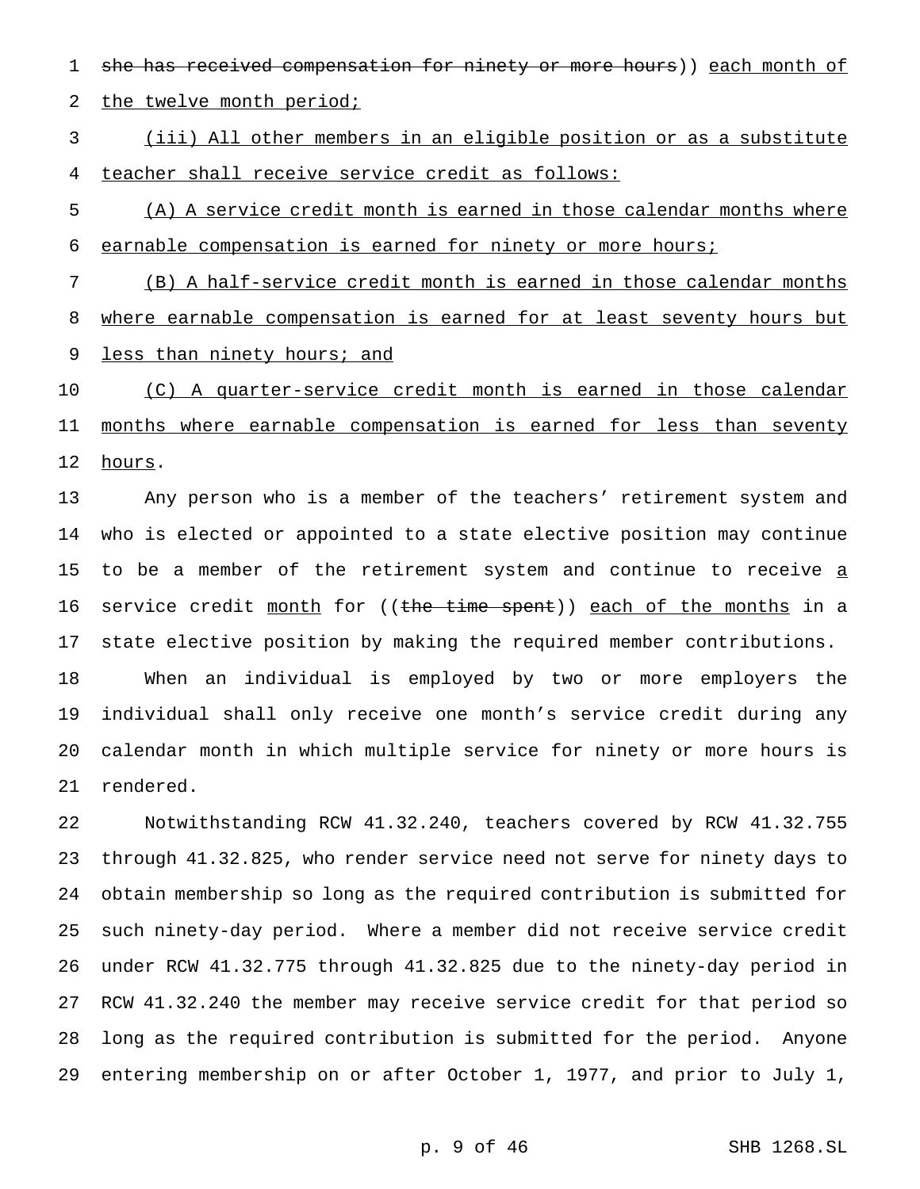~~she has received compensation for ninety or more hours~~)) <u>each month of the twelve month period;</u>

<u>(iii) All other members in an eligible position or as a substitute teacher shall receive service credit as follows:</u>

<u>(A) A service credit month is earned in those calendar months where earnable compensation is earned for ninety or more hours;</u>

<u>(B) A half-service credit month is earned in those calendar months where earnable compensation is earned for at least seventy hours but less than ninety hours; and</u>

<u>(C) A quarter-service credit month is earned in those calendar months where earnable compensation is earned for less than seventy hours</u>.

Any person who is a member of the teachers' retirement system and who is elected or appointed to a state elective position may continue to be a member of the retirement system and continue to receive <u>a</u> service credit <u>month</u> for ((~~the time spent~~)) <u>each of the months</u> in a state elective position by making the required member contributions.

When an individual is employed by two or more employers the individual shall only receive one month's service credit during any calendar month in which multiple service for ninety or more hours is rendered.

Notwithstanding RCW 41.32.240, teachers covered by RCW 41.32.755 through 41.32.825, who render service need not serve for ninety days to obtain membership so long as the required contribution is submitted for such ninety-day period. Where a member did not receive service credit under RCW 41.32.775 through 41.32.825 due to the ninety-day period in RCW 41.32.240 the member may receive service credit for that period so long as the required contribution is submitted for the period. Anyone entering membership on or after October 1, 1977, and prior to July 1,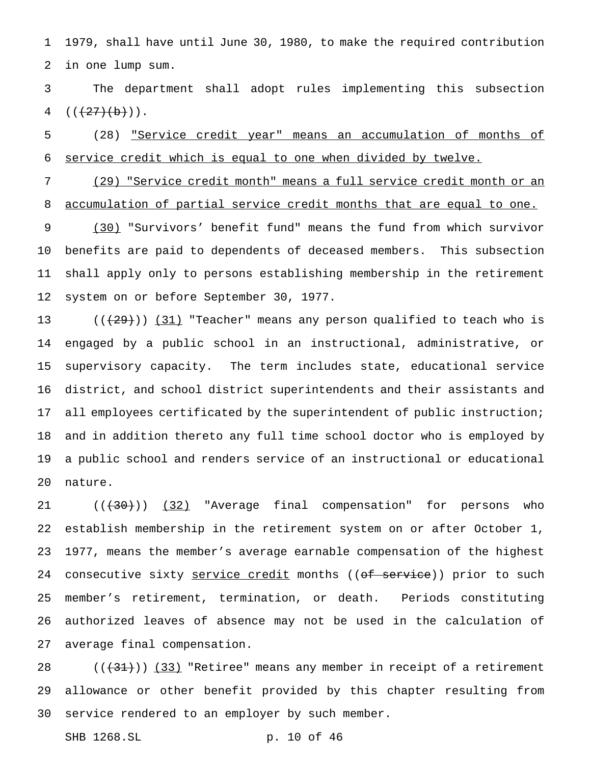1979, shall have until June 30, 1980, to make the required contribution in one lump sum.

The department shall adopt rules implementing this subsection ((~~(27)(b)~~)).

(28) <u>"Service credit year" means an accumulation of months of service credit which is equal to one when divided by twelve.</u>

<u>(29) "Service credit month" means a full service credit month or an accumulation of partial service credit months that are equal to one.</u>

<u>(30)</u> "Survivors' benefit fund" means the fund from which survivor benefits are paid to dependents of deceased members. This subsection shall apply only to persons establishing membership in the retirement system on or before September 30, 1977.

((~~(29)~~)) <u>(31)</u> "Teacher" means any person qualified to teach who is engaged by a public school in an instructional, administrative, or supervisory capacity. The term includes state, educational service district, and school district superintendents and their assistants and all employees certificated by the superintendent of public instruction; and in addition thereto any full time school doctor who is employed by a public school and renders service of an instructional or educational nature.

((~~(30)~~)) <u>(32)</u> "Average final compensation" for persons who establish membership in the retirement system on or after October 1, 1977, means the member's average earnable compensation of the highest consecutive sixty <u>service credit</u> months ((~~of service~~)) prior to such member's retirement, termination, or death. Periods constituting authorized leaves of absence may not be used in the calculation of average final compensation.

((~~(31)~~)) <u>(33)</u> "Retiree" means any member in receipt of a retirement allowance or other benefit provided by this chapter resulting from service rendered to an employer by such member.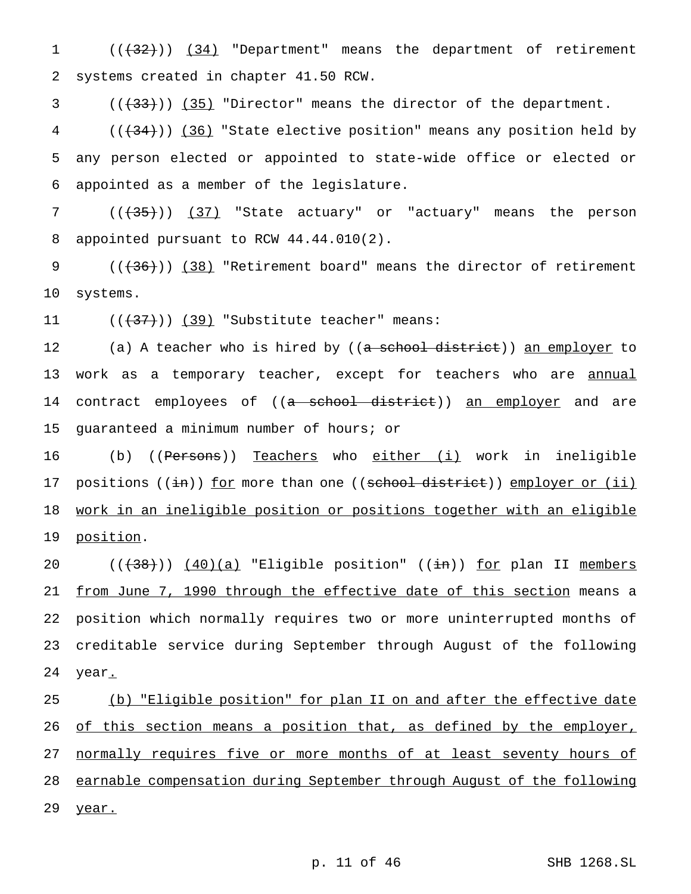(((32))) (34) "Department" means the department of retirement systems created in chapter 41.50 RCW.

(((33))) (35) "Director" means the director of the department.

(((34))) (36) "State elective position" means any position held by any person elected or appointed to state-wide office or elected or appointed as a member of the legislature.

(((35))) (37) "State actuary" or "actuary" means the person appointed pursuant to RCW 44.44.010(2).

(((36))) (38) "Retirement board" means the director of retirement systems.

(((37))) (39) "Substitute teacher" means:

(a) A teacher who is hired by ((a school district)) an employer to work as a temporary teacher, except for teachers who are annual contract employees of ((a school district)) an employer and are guaranteed a minimum number of hours; or

(b) ((Persons)) Teachers who either (i) work in ineligible positions ((in)) for more than one ((school district)) employer or (ii) work in an ineligible position or positions together with an eligible position.

(((38))) (40)(a) "Eligible position" ((in)) for plan II members from June 7, 1990 through the effective date of this section means a position which normally requires two or more uninterrupted months of creditable service during September through August of the following year.

(b) "Eligible position" for plan II on and after the effective date of this section means a position that, as defined by the employer, normally requires five or more months of at least seventy hours of earnable compensation during September through August of the following year.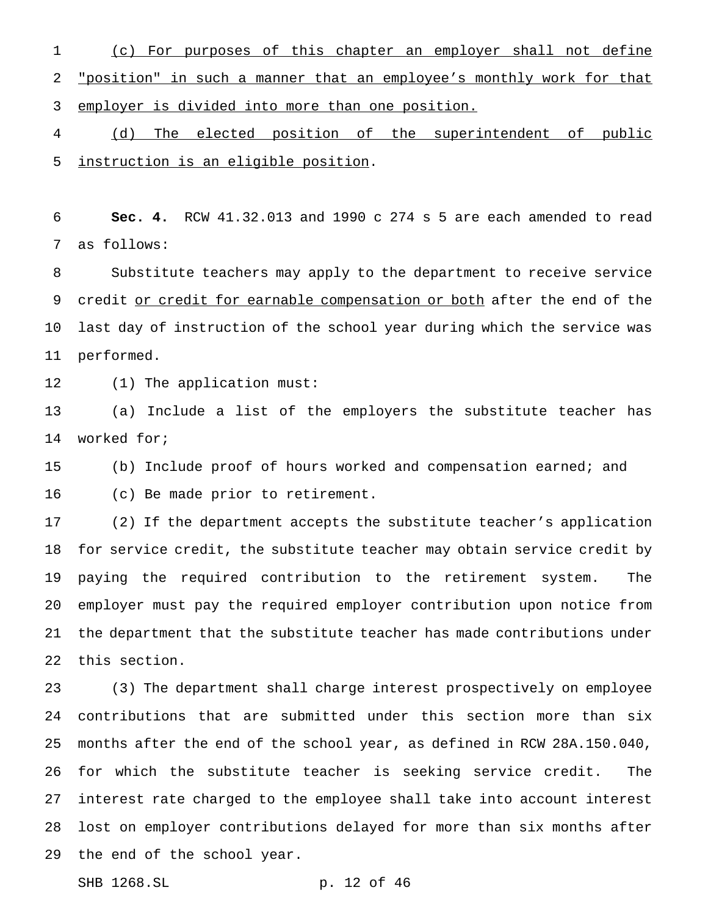(c) For purposes of this chapter an employer shall not define "position" in such a manner that an employee's monthly work for that employer is divided into more than one position.

(d) The elected position of the superintendent of public instruction is an eligible position.

**Sec. 4.** RCW 41.32.013 and 1990 c 274 s 5 are each amended to read as follows:

Substitute teachers may apply to the department to receive service credit or credit for earnable compensation or both after the end of the last day of instruction of the school year during which the service was performed.

(1) The application must:

(a) Include a list of the employers the substitute teacher has worked for;

(b) Include proof of hours worked and compensation earned; and

(c) Be made prior to retirement.

(2) If the department accepts the substitute teacher's application for service credit, the substitute teacher may obtain service credit by paying the required contribution to the retirement system. The employer must pay the required employer contribution upon notice from the department that the substitute teacher has made contributions under this section.

(3) The department shall charge interest prospectively on employee contributions that are submitted under this section more than six months after the end of the school year, as defined in RCW 28A.150.040, for which the substitute teacher is seeking service credit. The interest rate charged to the employee shall take into account interest lost on employer contributions delayed for more than six months after the end of the school year.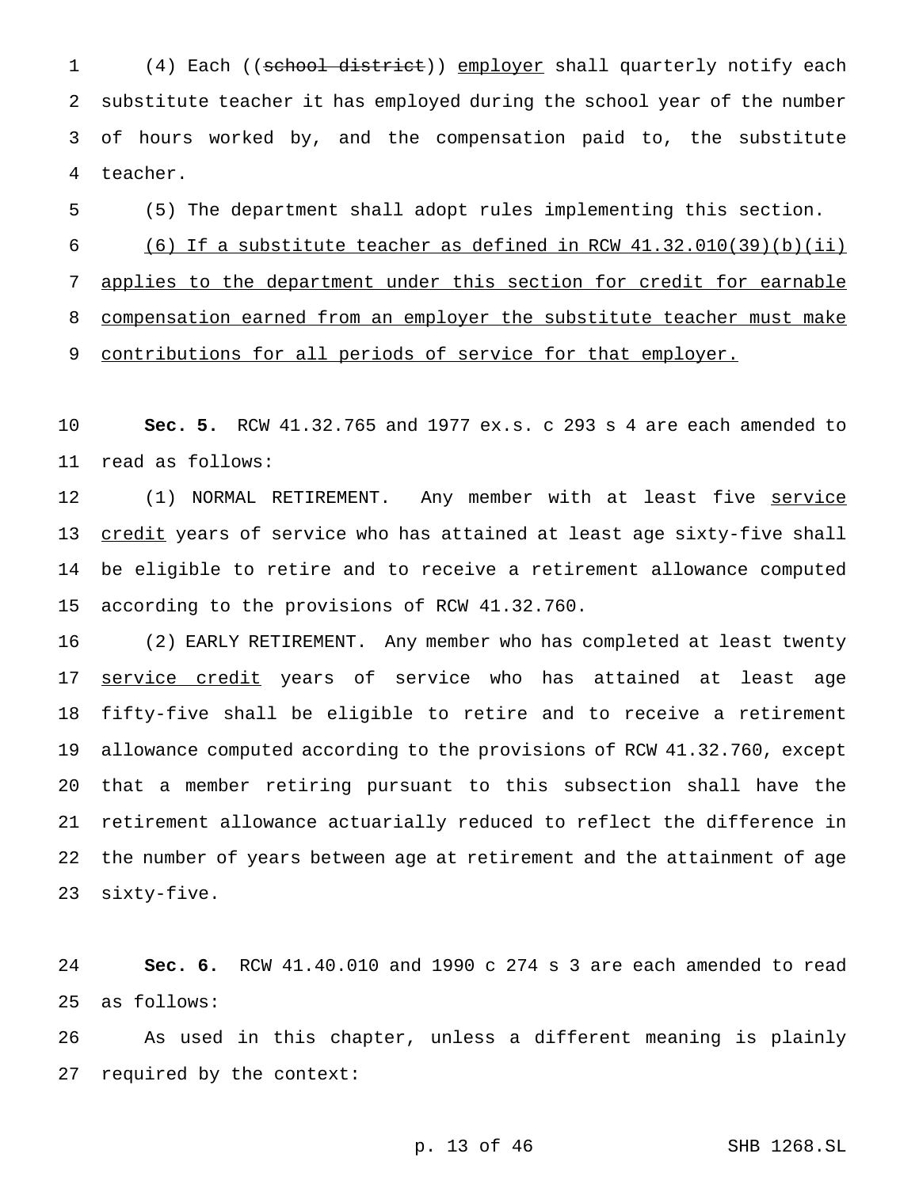(4) Each ((~~school district~~)) <u>employer</u> shall quarterly notify each substitute teacher it has employed during the school year of the number of hours worked by, and the compensation paid to, the substitute teacher.

(5) The department shall adopt rules implementing this section.

<u>(6) If a substitute teacher as defined in RCW 41.32.010(39)(b)(ii) applies to the department under this section for credit for earnable compensation earned from an employer the substitute teacher must make contributions for all periods of service for that employer.</u>

**Sec. 5.** RCW 41.32.765 and 1977 ex.s. c 293 s 4 are each amended to read as follows:

(1) NORMAL RETIREMENT. Any member with at least five <u>service credit</u> years of service who has attained at least age sixty-five shall be eligible to retire and to receive a retirement allowance computed according to the provisions of RCW 41.32.760.

(2) EARLY RETIREMENT. Any member who has completed at least twenty <u>service credit</u> years of service who has attained at least age fifty-five shall be eligible to retire and to receive a retirement allowance computed according to the provisions of RCW 41.32.760, except that a member retiring pursuant to this subsection shall have the retirement allowance actuarially reduced to reflect the difference in the number of years between age at retirement and the attainment of age sixty-five.

**Sec. 6.** RCW 41.40.010 and 1990 c 274 s 3 are each amended to read as follows:

As used in this chapter, unless a different meaning is plainly required by the context: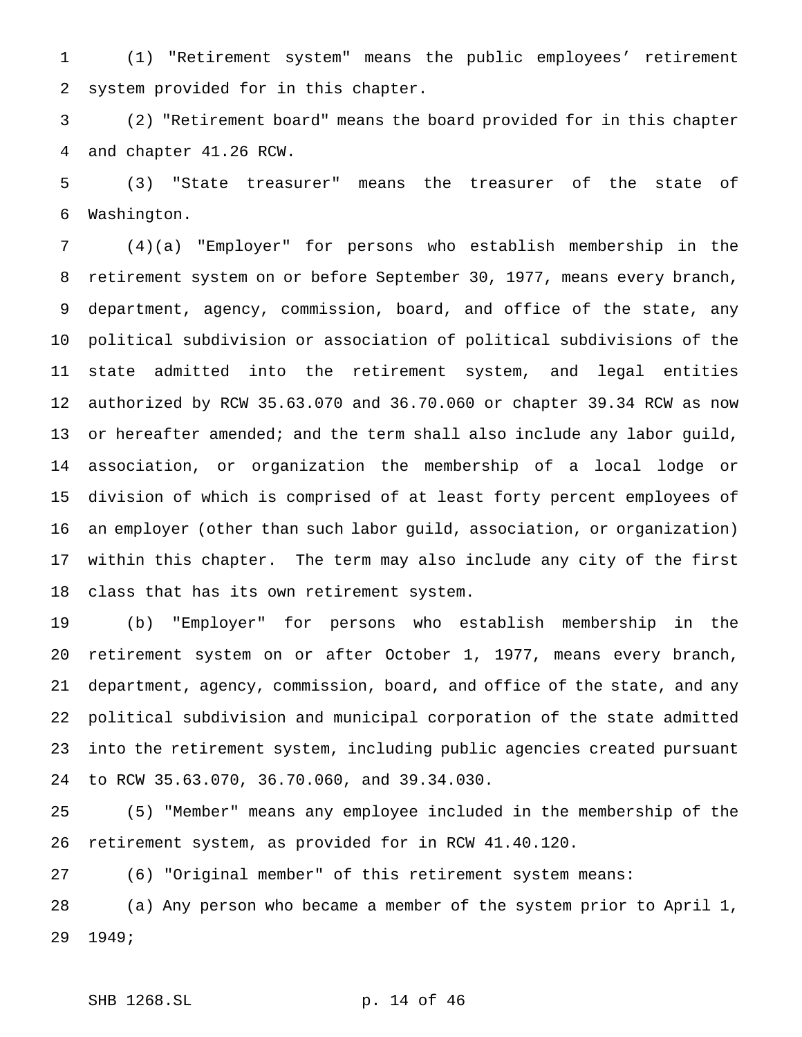(1) "Retirement system" means the public employees' retirement system provided for in this chapter.

(2) "Retirement board" means the board provided for in this chapter and chapter 41.26 RCW.

(3) "State treasurer" means the treasurer of the state of Washington.

(4)(a) "Employer" for persons who establish membership in the retirement system on or before September 30, 1977, means every branch, department, agency, commission, board, and office of the state, any political subdivision or association of political subdivisions of the state admitted into the retirement system, and legal entities authorized by RCW 35.63.070 and 36.70.060 or chapter 39.34 RCW as now or hereafter amended; and the term shall also include any labor guild, association, or organization the membership of a local lodge or division of which is comprised of at least forty percent employees of an employer (other than such labor guild, association, or organization) within this chapter. The term may also include any city of the first class that has its own retirement system.

(b) "Employer" for persons who establish membership in the retirement system on or after October 1, 1977, means every branch, department, agency, commission, board, and office of the state, and any political subdivision and municipal corporation of the state admitted into the retirement system, including public agencies created pursuant to RCW 35.63.070, 36.70.060, and 39.34.030.

(5) "Member" means any employee included in the membership of the retirement system, as provided for in RCW 41.40.120.

(6) "Original member" of this retirement system means:

(a) Any person who became a member of the system prior to April 1, 1949;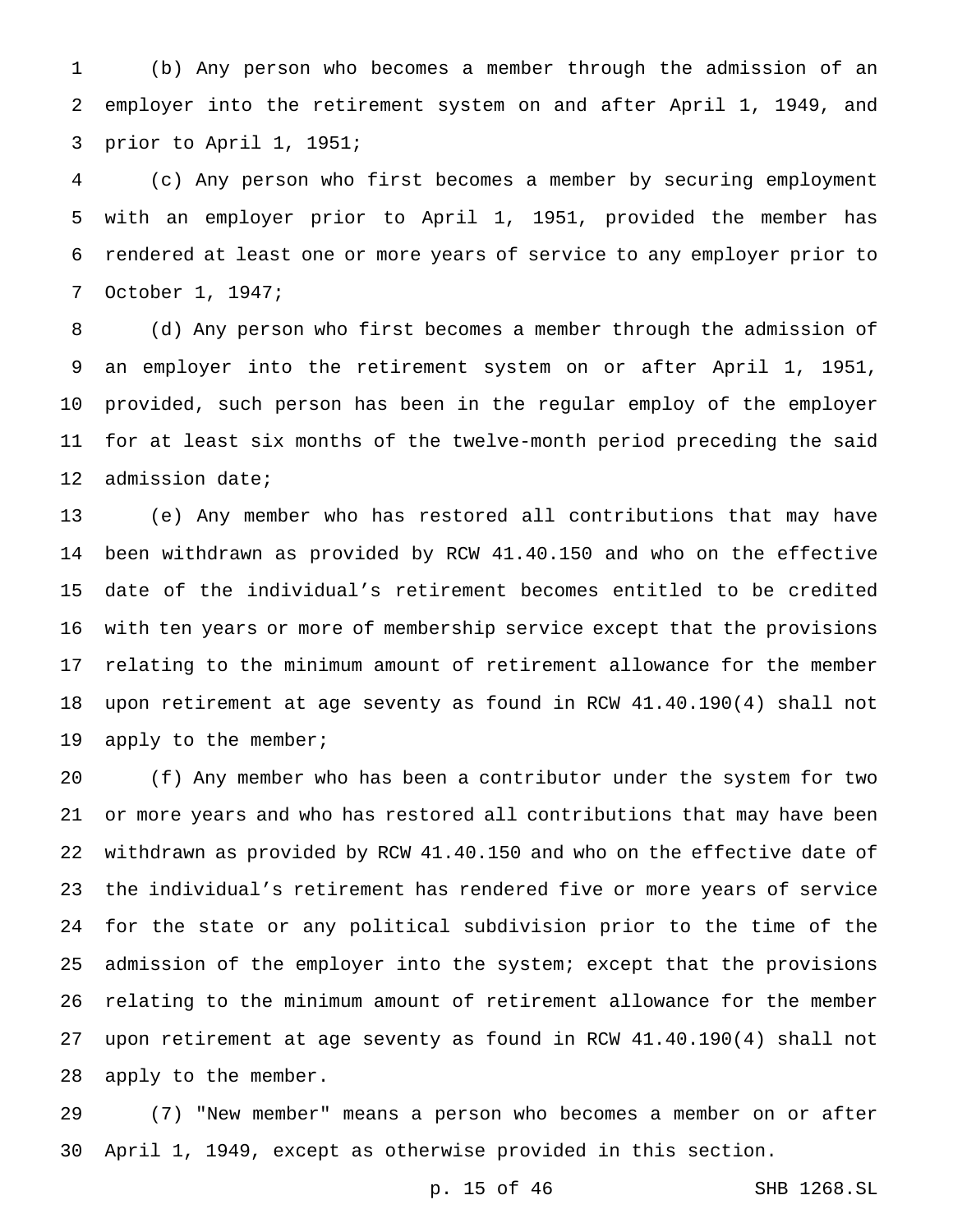(b) Any person who becomes a member through the admission of an employer into the retirement system on and after April 1, 1949, and prior to April 1, 1951;

(c) Any person who first becomes a member by securing employment with an employer prior to April 1, 1951, provided the member has rendered at least one or more years of service to any employer prior to October 1, 1947;

(d) Any person who first becomes a member through the admission of an employer into the retirement system on or after April 1, 1951, provided, such person has been in the regular employ of the employer for at least six months of the twelve-month period preceding the said admission date;

(e) Any member who has restored all contributions that may have been withdrawn as provided by RCW 41.40.150 and who on the effective date of the individual's retirement becomes entitled to be credited with ten years or more of membership service except that the provisions relating to the minimum amount of retirement allowance for the member upon retirement at age seventy as found in RCW 41.40.190(4) shall not apply to the member;

(f) Any member who has been a contributor under the system for two or more years and who has restored all contributions that may have been withdrawn as provided by RCW 41.40.150 and who on the effective date of the individual's retirement has rendered five or more years of service for the state or any political subdivision prior to the time of the admission of the employer into the system; except that the provisions relating to the minimum amount of retirement allowance for the member upon retirement at age seventy as found in RCW 41.40.190(4) shall not apply to the member.

(7) "New member" means a person who becomes a member on or after April 1, 1949, except as otherwise provided in this section.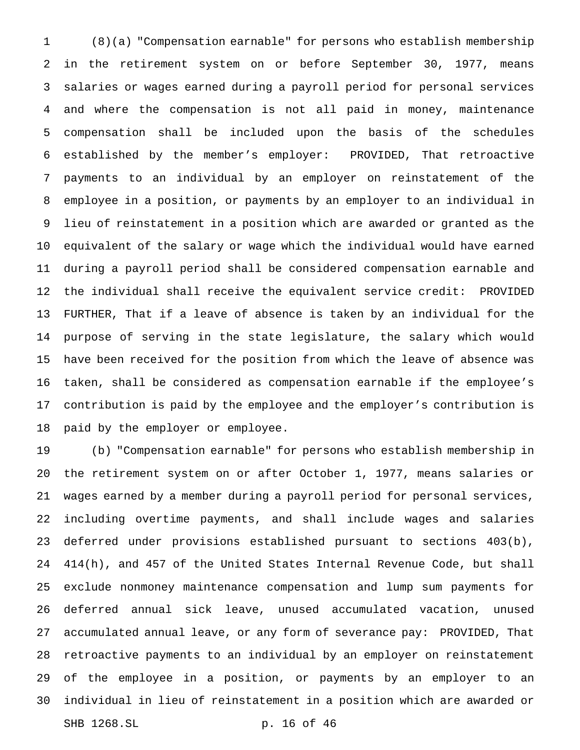(8)(a) "Compensation earnable" for persons who establish membership in the retirement system on or before September 30, 1977, means salaries or wages earned during a payroll period for personal services and where the compensation is not all paid in money, maintenance compensation shall be included upon the basis of the schedules established by the member's employer: PROVIDED, That retroactive payments to an individual by an employer on reinstatement of the employee in a position, or payments by an employer to an individual in lieu of reinstatement in a position which are awarded or granted as the equivalent of the salary or wage which the individual would have earned during a payroll period shall be considered compensation earnable and the individual shall receive the equivalent service credit: PROVIDED FURTHER, That if a leave of absence is taken by an individual for the purpose of serving in the state legislature, the salary which would have been received for the position from which the leave of absence was taken, shall be considered as compensation earnable if the employee's contribution is paid by the employee and the employer's contribution is paid by the employer or employee.

(b) "Compensation earnable" for persons who establish membership in the retirement system on or after October 1, 1977, means salaries or wages earned by a member during a payroll period for personal services, including overtime payments, and shall include wages and salaries deferred under provisions established pursuant to sections 403(b), 414(h), and 457 of the United States Internal Revenue Code, but shall exclude nonmoney maintenance compensation and lump sum payments for deferred annual sick leave, unused accumulated vacation, unused accumulated annual leave, or any form of severance pay: PROVIDED, That retroactive payments to an individual by an employer on reinstatement of the employee in a position, or payments by an employer to an individual in lieu of reinstatement in a position which are awarded or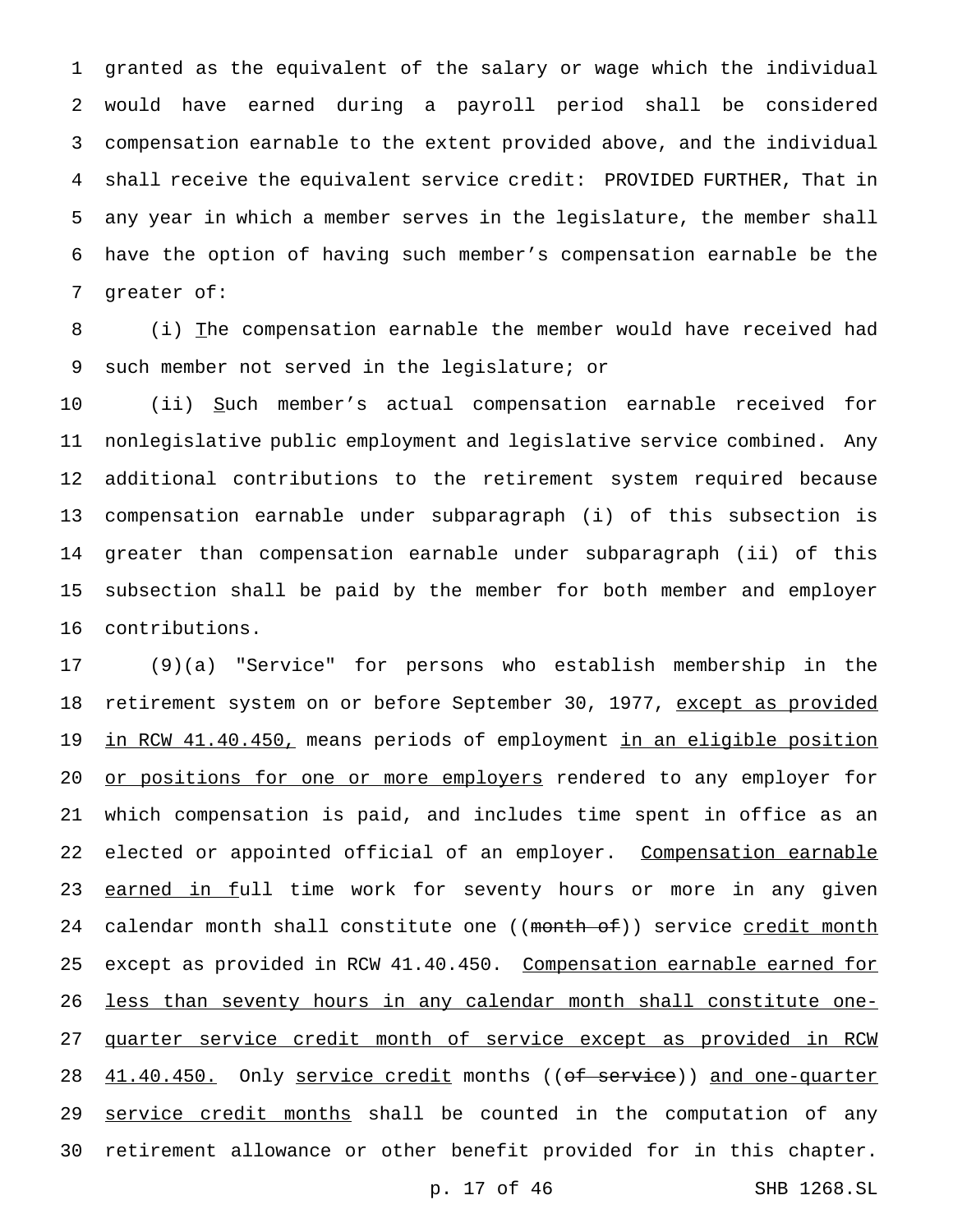granted as the equivalent of the salary or wage which the individual would have earned during a payroll period shall be considered compensation earnable to the extent provided above, and the individual shall receive the equivalent service credit: PROVIDED FURTHER, That in any year in which a member serves in the legislature, the member shall have the option of having such member's compensation earnable be the greater of:

(i) The compensation earnable the member would have received had such member not served in the legislature; or

(ii) Such member's actual compensation earnable received for nonlegislative public employment and legislative service combined. Any additional contributions to the retirement system required because compensation earnable under subparagraph (i) of this subsection is greater than compensation earnable under subparagraph (ii) of this subsection shall be paid by the member for both member and employer contributions.

(9)(a) "Service" for persons who establish membership in the retirement system on or before September 30, 1977, except as provided in RCW 41.40.450, means periods of employment in an eligible position or positions for one or more employers rendered to any employer for which compensation is paid, and includes time spent in office as an elected or appointed official of an employer. Compensation earnable earned in full time work for seventy hours or more in any given calendar month shall constitute one ((~~month of~~)) service credit month except as provided in RCW 41.40.450. Compensation earnable earned for less than seventy hours in any calendar month shall constitute one-quarter service credit month of service except as provided in RCW 41.40.450. Only service credit months ((~~of service~~)) and one-quarter service credit months shall be counted in the computation of any retirement allowance or other benefit provided for in this chapter.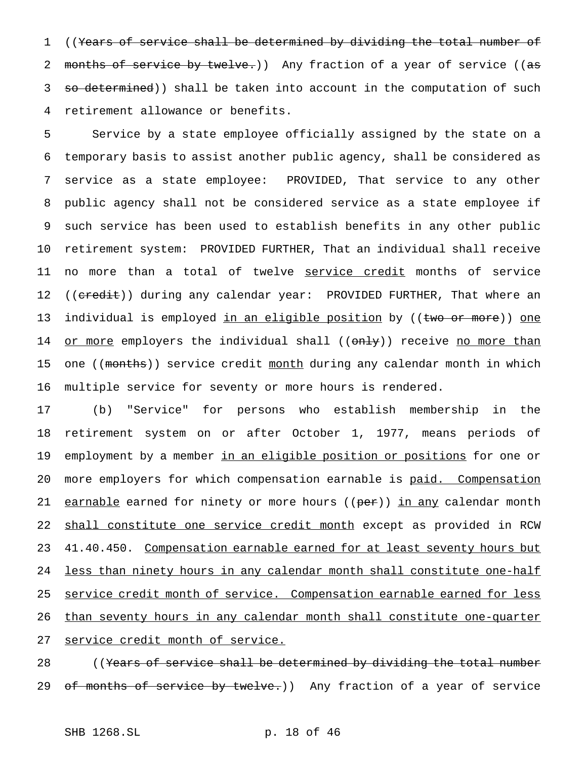((~~Years of service shall be determined by dividing the total number of months of service by twelve.~~)) Any fraction of a year of service ((~~as so determined~~)) shall be taken into account in the computation of such retirement allowance or benefits.

Service by a state employee officially assigned by the state on a temporary basis to assist another public agency, shall be considered as service as a state employee: PROVIDED, That service to any other public agency shall not be considered service as a state employee if such service has been used to establish benefits in any other public retirement system: PROVIDED FURTHER, That an individual shall receive no more than a total of twelve <u>service credit</u> months of service ((~~credit~~)) during any calendar year: PROVIDED FURTHER, That where an individual is employed <u>in an eligible position</u> by ((~~two or more~~)) <u>one or more</u> employers the individual shall ((~~only~~)) receive <u>no more than</u> one ((~~months~~)) service credit <u>month</u> during any calendar month in which multiple service for seventy or more hours is rendered.

(b) "Service" for persons who establish membership in the retirement system on or after October 1, 1977, means periods of employment by a member <u>in an eligible position or positions</u> for one or more employers for which compensation earnable is <u>paid. Compensation earnable</u> earned for ninety or more hours ((~~per~~)) <u>in any</u> calendar month <u>shall constitute one service credit month</u> except as provided in RCW 41.40.450. <u>Compensation earnable earned for at least seventy hours but less than ninety hours in any calendar month shall constitute one-half service credit month of service. Compensation earnable earned for less than seventy hours in any calendar month shall constitute one-quarter service credit month of service.</u>

((~~Years of service shall be determined by dividing the total number of months of service by twelve.~~)) Any fraction of a year of service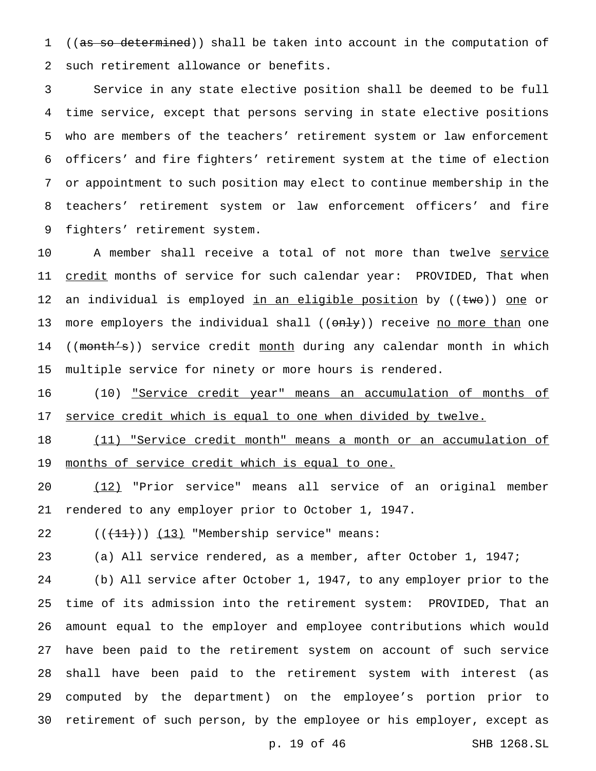((~~as so determined~~)) shall be taken into account in the computation of such retirement allowance or benefits.

Service in any state elective position shall be deemed to be full time service, except that persons serving in state elective positions who are members of the teachers' retirement system or law enforcement officers' and fire fighters' retirement system at the time of election or appointment to such position may elect to continue membership in the teachers' retirement system or law enforcement officers' and fire fighters' retirement system.

A member shall receive a total of not more than twelve <u>service credit</u> months of service for such calendar year: PROVIDED, That when an individual is employed <u>in an eligible position</u> by ((~~two~~)) <u>one</u> or more employers the individual shall ((~~only~~)) receive <u>no more than</u> one ((~~month's~~)) service credit <u>month</u> during any calendar month in which multiple service for ninety or more hours is rendered.

(10) <u>"Service credit year" means an accumulation of months of service credit which is equal to one when divided by twelve.</u>

<u>(11) "Service credit month" means a month or an accumulation of months of service credit which is equal to one.</u>

<u>(12)</u> "Prior service" means all service of an original member rendered to any employer prior to October 1, 1947.

((~~(11)~~)) <u>(13)</u> "Membership service" means:

(a) All service rendered, as a member, after October 1, 1947;

(b) All service after October 1, 1947, to any employer prior to the time of its admission into the retirement system: PROVIDED, That an amount equal to the employer and employee contributions which would have been paid to the retirement system on account of such service shall have been paid to the retirement system with interest (as computed by the department) on the employee's portion prior to retirement of such person, by the employee or his employer, except as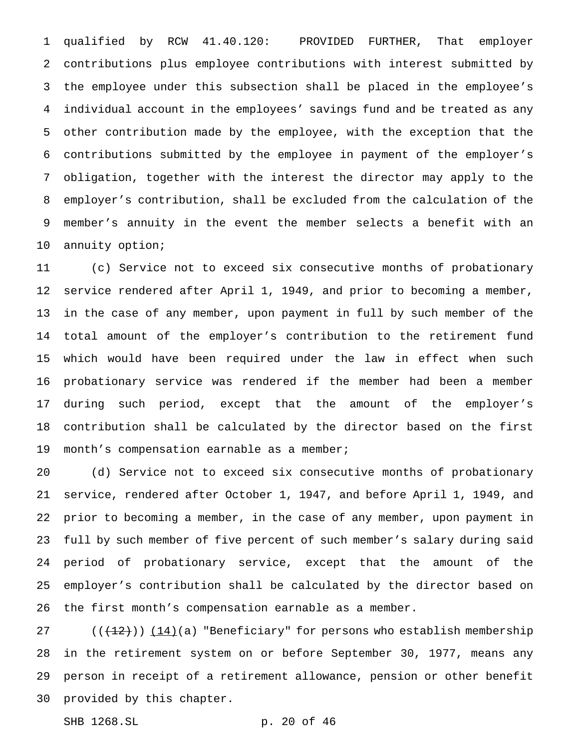qualified by RCW 41.40.120: PROVIDED FURTHER, That employer contributions plus employee contributions with interest submitted by the employee under this subsection shall be placed in the employee's individual account in the employees' savings fund and be treated as any other contribution made by the employee, with the exception that the contributions submitted by the employee in payment of the employer's obligation, together with the interest the director may apply to the employer's contribution, shall be excluded from the calculation of the member's annuity in the event the member selects a benefit with an annuity option;

(c) Service not to exceed six consecutive months of probationary service rendered after April 1, 1949, and prior to becoming a member, in the case of any member, upon payment in full by such member of the total amount of the employer's contribution to the retirement fund which would have been required under the law in effect when such probationary service was rendered if the member had been a member during such period, except that the amount of the employer's contribution shall be calculated by the director based on the first month's compensation earnable as a member;

(d) Service not to exceed six consecutive months of probationary service, rendered after October 1, 1947, and before April 1, 1949, and prior to becoming a member, in the case of any member, upon payment in full by such member of five percent of such member's salary during said period of probationary service, except that the amount of the employer's contribution shall be calculated by the director based on the first month's compensation earnable as a member.

((~~(12)~~)) (14)(a) "Beneficiary" for persons who establish membership in the retirement system on or before September 30, 1977, means any person in receipt of a retirement allowance, pension or other benefit provided by this chapter.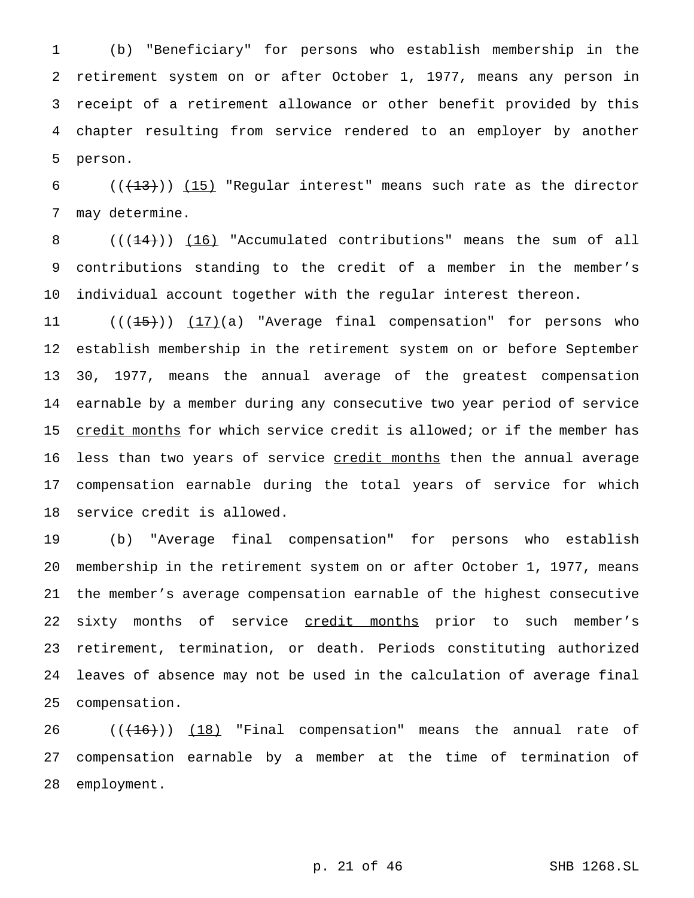(b) "Beneficiary" for persons who establish membership in the retirement system on or after October 1, 1977, means any person in receipt of a retirement allowance or other benefit provided by this chapter resulting from service rendered to an employer by another person.

(((13))) (15) "Regular interest" means such rate as the director may determine.

(((14))) (16) "Accumulated contributions" means the sum of all contributions standing to the credit of a member in the member's individual account together with the regular interest thereon.

(((15))) (17)(a) "Average final compensation" for persons who establish membership in the retirement system on or before September 30, 1977, means the annual average of the greatest compensation earnable by a member during any consecutive two year period of service credit months for which service credit is allowed; or if the member has less than two years of service credit months then the annual average compensation earnable during the total years of service for which service credit is allowed.

(b) "Average final compensation" for persons who establish membership in the retirement system on or after October 1, 1977, means the member's average compensation earnable of the highest consecutive sixty months of service credit months prior to such member's retirement, termination, or death. Periods constituting authorized leaves of absence may not be used in the calculation of average final compensation.

(((16))) (18) "Final compensation" means the annual rate of compensation earnable by a member at the time of termination of employment.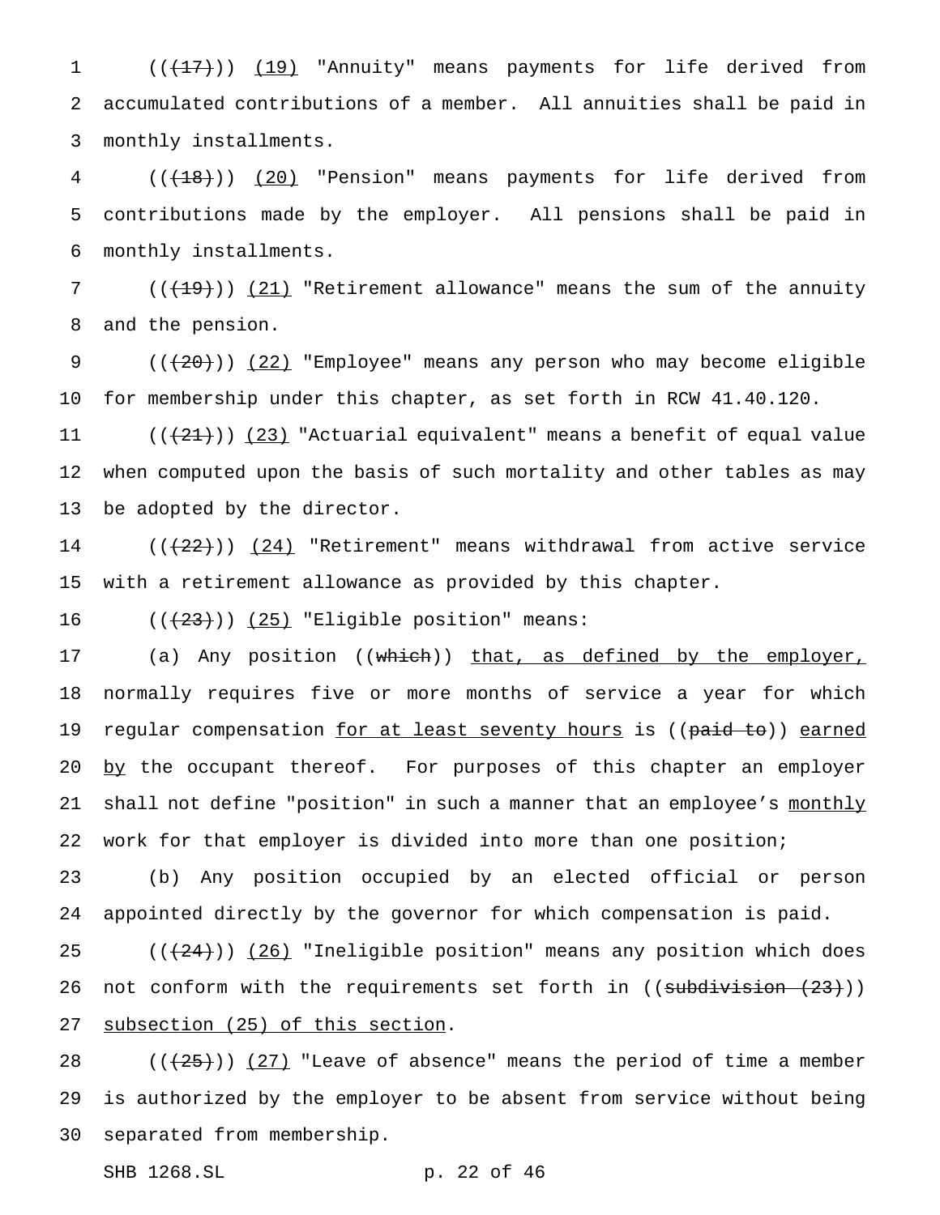((~~(17)~~)) <u>(19)</u> "Annuity" means payments for life derived from accumulated contributions of a member. All annuities shall be paid in monthly installments.

((~~(18)~~)) <u>(20)</u> "Pension" means payments for life derived from contributions made by the employer. All pensions shall be paid in monthly installments.

((~~(19)~~)) <u>(21)</u> "Retirement allowance" means the sum of the annuity and the pension.

((~~(20)~~)) <u>(22)</u> "Employee" means any person who may become eligible for membership under this chapter, as set forth in RCW 41.40.120.

((~~(21)~~)) <u>(23)</u> "Actuarial equivalent" means a benefit of equal value when computed upon the basis of such mortality and other tables as may be adopted by the director.

((~~(22)~~)) <u>(24)</u> "Retirement" means withdrawal from active service with a retirement allowance as provided by this chapter.

((~~(23)~~)) <u>(25)</u> "Eligible position" means:

(a) Any position ((~~which~~)) <u>that, as defined by the employer,</u> normally requires five or more months of service a year for which regular compensation <u>for at least seventy hours</u> is ((~~paid to~~)) <u>earned by</u> the occupant thereof. For purposes of this chapter an employer shall not define "position" in such a manner that an employee's <u>monthly</u> work for that employer is divided into more than one position;

(b) Any position occupied by an elected official or person appointed directly by the governor for which compensation is paid.

((~~(24)~~)) <u>(26)</u> "Ineligible position" means any position which does not conform with the requirements set forth in ((~~subdivision (23)~~)) <u>subsection (25) of this section</u>.

((~~(25)~~)) <u>(27)</u> "Leave of absence" means the period of time a member is authorized by the employer to be absent from service without being separated from membership.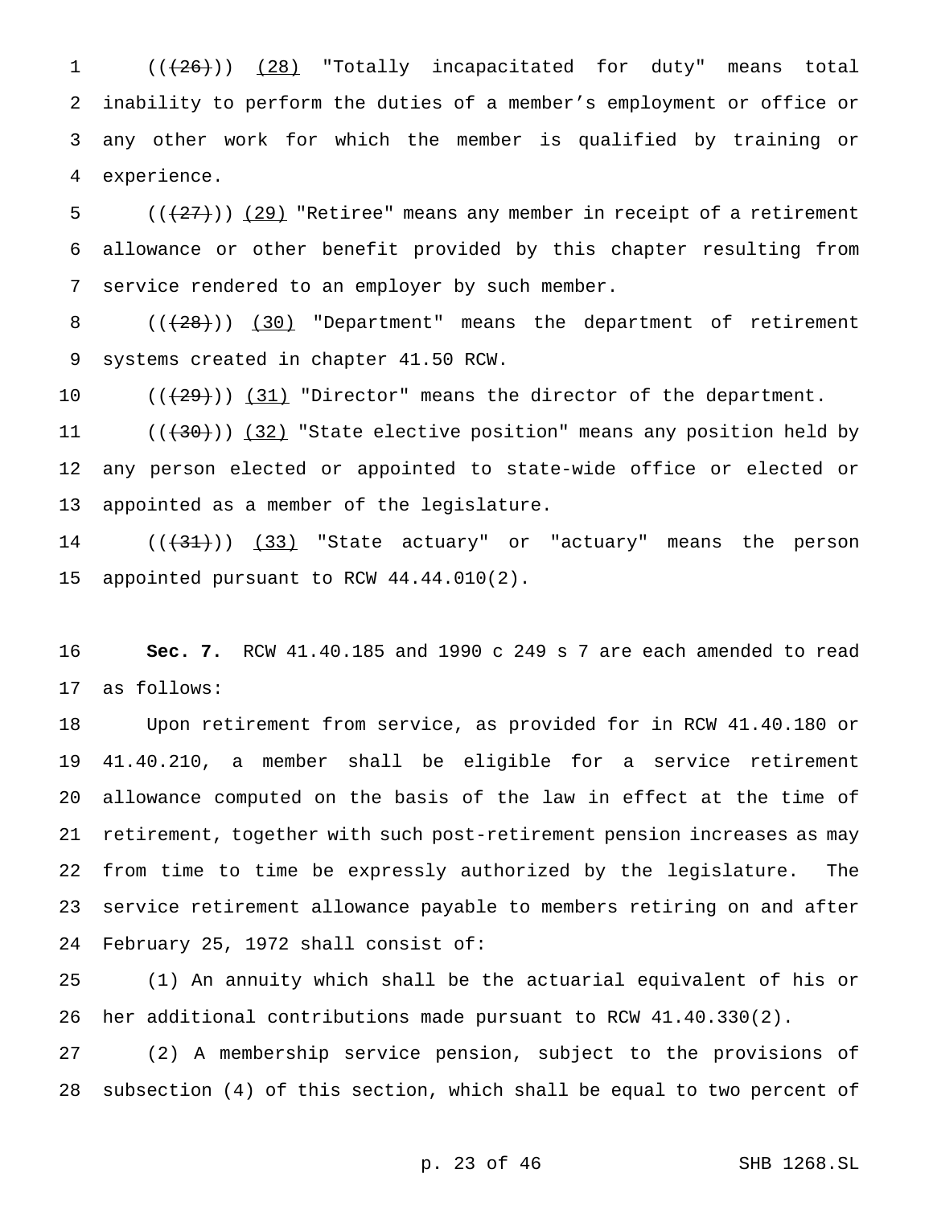((~~(26)~~)) <u>(28)</u> "Totally incapacitated for duty" means total inability to perform the duties of a member's employment or office or any other work for which the member is qualified by training or experience.

((~~(27)~~)) <u>(29)</u> "Retiree" means any member in receipt of a retirement allowance or other benefit provided by this chapter resulting from service rendered to an employer by such member.

((~~(28)~~)) <u>(30)</u> "Department" means the department of retirement systems created in chapter 41.50 RCW.

((~~(29)~~)) <u>(31)</u> "Director" means the director of the department.

((~~(30)~~)) <u>(32)</u> "State elective position" means any position held by any person elected or appointed to state-wide office or elected or appointed as a member of the legislature.

((~~(31)~~)) <u>(33)</u> "State actuary" or "actuary" means the person appointed pursuant to RCW 44.44.010(2).

**Sec. 7.** RCW 41.40.185 and 1990 c 249 s 7 are each amended to read as follows:

Upon retirement from service, as provided for in RCW 41.40.180 or 41.40.210, a member shall be eligible for a service retirement allowance computed on the basis of the law in effect at the time of retirement, together with such post-retirement pension increases as may from time to time be expressly authorized by the legislature. The service retirement allowance payable to members retiring on and after February 25, 1972 shall consist of:

(1) An annuity which shall be the actuarial equivalent of his or her additional contributions made pursuant to RCW 41.40.330(2).

(2) A membership service pension, subject to the provisions of subsection (4) of this section, which shall be equal to two percent of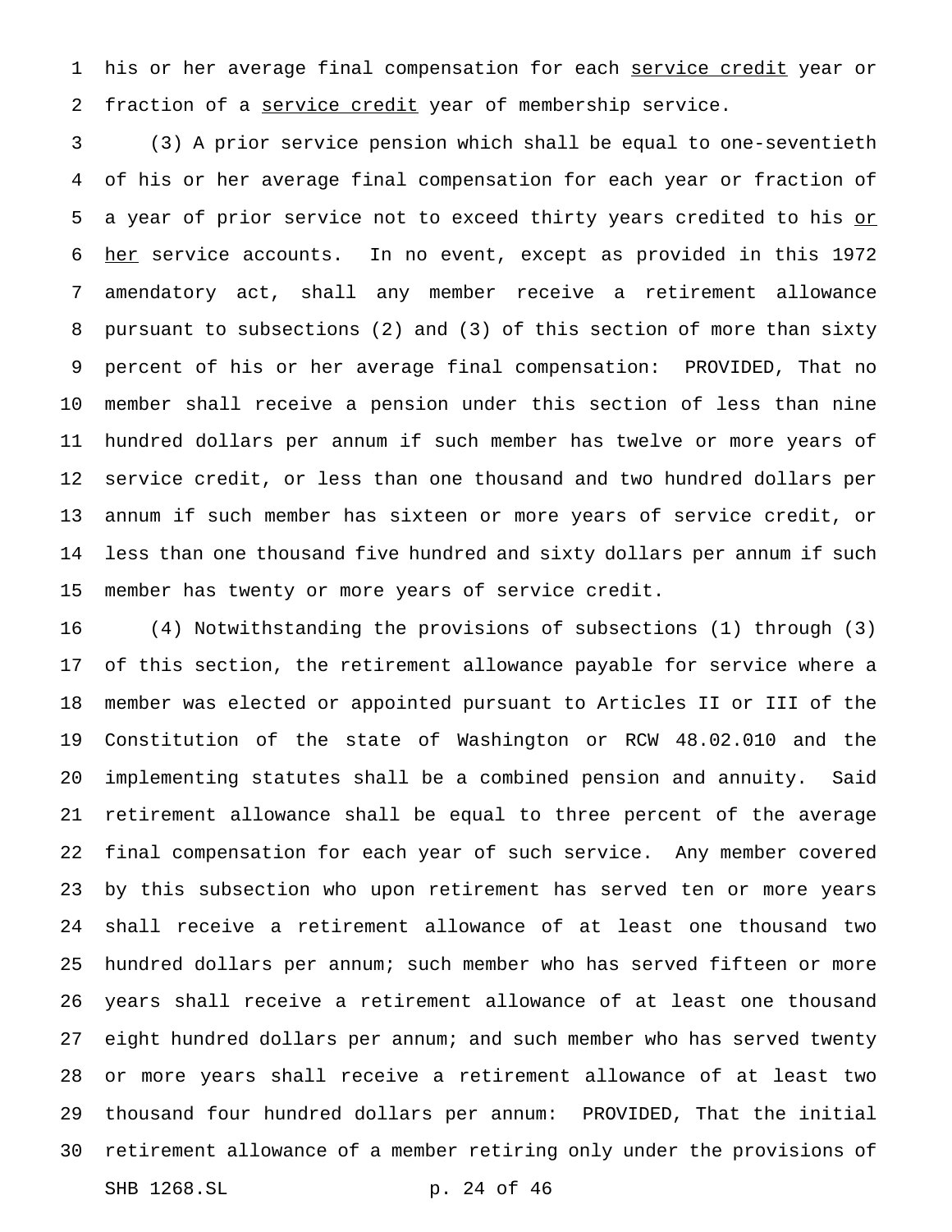his or her average final compensation for each <u>service credit</u> year or fraction of a <u>service credit</u> year of membership service.

(3) A prior service pension which shall be equal to one-seventieth of his or her average final compensation for each year or fraction of a year of prior service not to exceed thirty years credited to his <u>or her</u> service accounts. In no event, except as provided in this 1972 amendatory act, shall any member receive a retirement allowance pursuant to subsections (2) and (3) of this section of more than sixty percent of his or her average final compensation: PROVIDED, That no member shall receive a pension under this section of less than nine hundred dollars per annum if such member has twelve or more years of service credit, or less than one thousand and two hundred dollars per annum if such member has sixteen or more years of service credit, or less than one thousand five hundred and sixty dollars per annum if such member has twenty or more years of service credit.

(4) Notwithstanding the provisions of subsections (1) through (3) of this section, the retirement allowance payable for service where a member was elected or appointed pursuant to Articles II or III of the Constitution of the state of Washington or RCW 48.02.010 and the implementing statutes shall be a combined pension and annuity. Said retirement allowance shall be equal to three percent of the average final compensation for each year of such service. Any member covered by this subsection who upon retirement has served ten or more years shall receive a retirement allowance of at least one thousand two hundred dollars per annum; such member who has served fifteen or more years shall receive a retirement allowance of at least one thousand eight hundred dollars per annum; and such member who has served twenty or more years shall receive a retirement allowance of at least two thousand four hundred dollars per annum: PROVIDED, That the initial retirement allowance of a member retiring only under the provisions of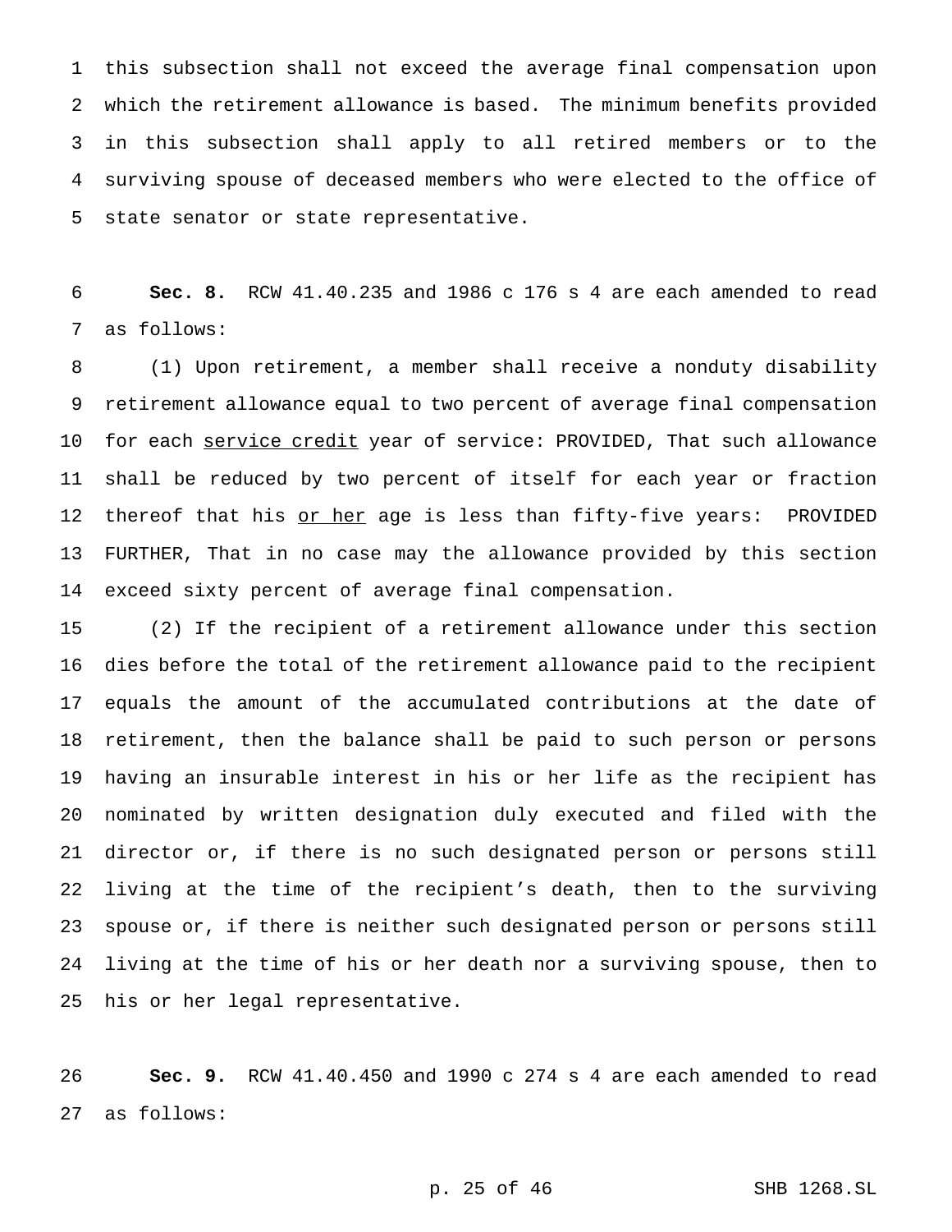this subsection shall not exceed the average final compensation upon which the retirement allowance is based. The minimum benefits provided in this subsection shall apply to all retired members or to the surviving spouse of deceased members who were elected to the office of state senator or state representative.

**Sec. 8.** RCW 41.40.235 and 1986 c 176 s 4 are each amended to read as follows:

(1) Upon retirement, a member shall receive a nonduty disability retirement allowance equal to two percent of average final compensation for each <u>service credit</u> year of service: PROVIDED, That such allowance shall be reduced by two percent of itself for each year or fraction thereof that his <u>or her</u> age is less than fifty-five years: PROVIDED FURTHER, That in no case may the allowance provided by this section exceed sixty percent of average final compensation.

(2) If the recipient of a retirement allowance under this section dies before the total of the retirement allowance paid to the recipient equals the amount of the accumulated contributions at the date of retirement, then the balance shall be paid to such person or persons having an insurable interest in his or her life as the recipient has nominated by written designation duly executed and filed with the director or, if there is no such designated person or persons still living at the time of the recipient's death, then to the surviving spouse or, if there is neither such designated person or persons still living at the time of his or her death nor a surviving spouse, then to his or her legal representative.

**Sec. 9.** RCW 41.40.450 and 1990 c 274 s 4 are each amended to read as follows: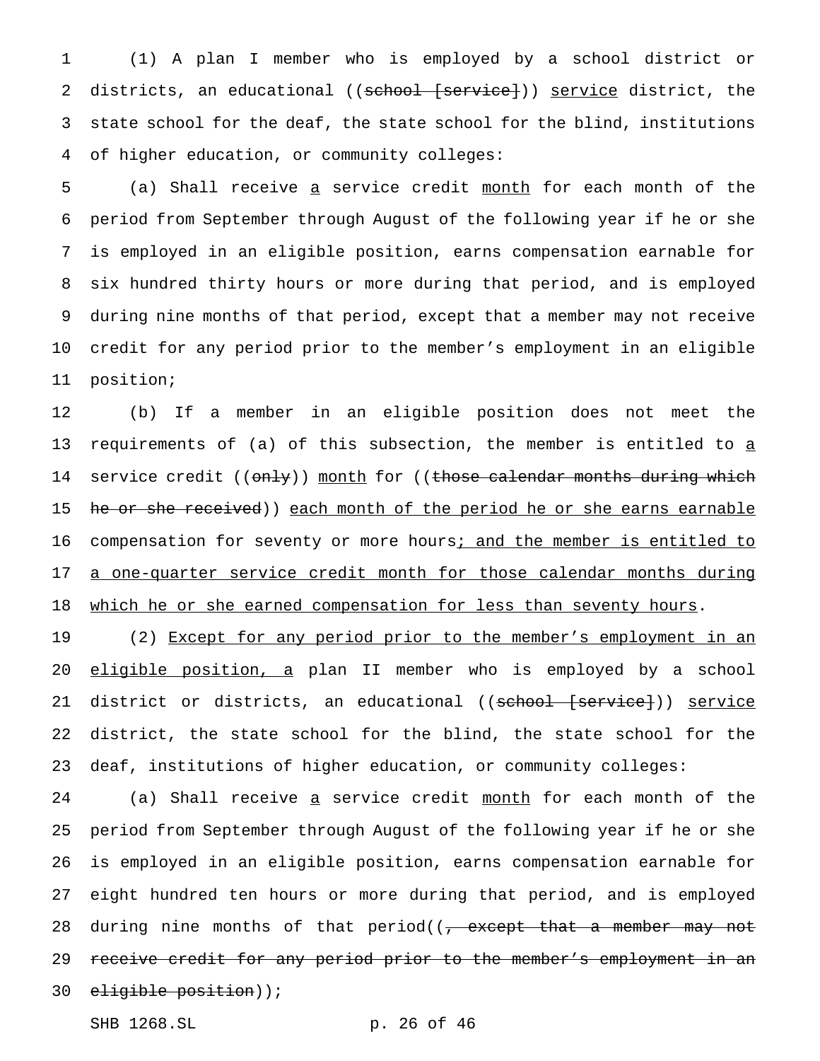(1) A plan I member who is employed by a school district or districts, an educational ((~~school [service]~~)) <u>service</u> district, the state school for the deaf, the state school for the blind, institutions of higher education, or community colleges:

(a) Shall receive <u>a</u> service credit <u>month</u> for each month of the period from September through August of the following year if he or she is employed in an eligible position, earns compensation earnable for six hundred thirty hours or more during that period, and is employed during nine months of that period, except that a member may not receive credit for any period prior to the member's employment in an eligible position;

(b) If a member in an eligible position does not meet the requirements of (a) of this subsection, the member is entitled to <u>a</u> service credit ((~~only~~)) <u>month</u> for ((~~those calendar months during which he or she received~~)) <u>each month of the period he or she earns earnable</u> compensation for seventy or more hours<u>; and the member is entitled to a one-quarter service credit month for those calendar months during which he or she earned compensation for less than seventy hours</u>.

(2) <u>Except for any period prior to the member's employment in an eligible position, a</u> plan II member who is employed by a school district or districts, an educational ((~~school [service]~~)) <u>service</u> district, the state school for the blind, the state school for the deaf, institutions of higher education, or community colleges:

(a) Shall receive <u>a</u> service credit <u>month</u> for each month of the period from September through August of the following year if he or she is employed in an eligible position, earns compensation earnable for eight hundred ten hours or more during that period, and is employed during nine months of that period((~~, except that a member may not receive credit for any period prior to the member's employment in an eligible position~~));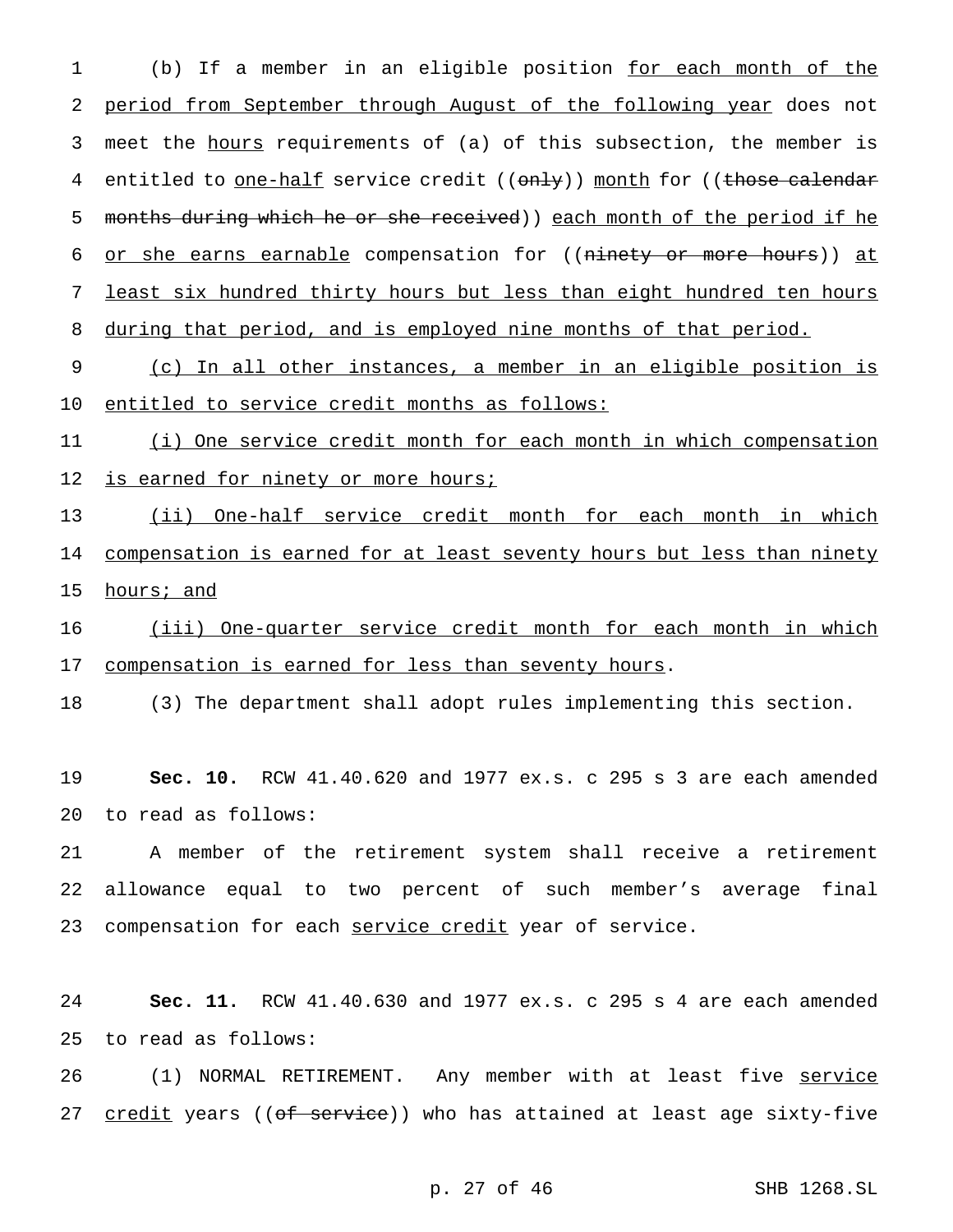(b) If a member in an eligible position for each month of the period from September through August of the following year does not meet the hours requirements of (a) of this subsection, the member is entitled to one-half service credit ((~~only~~)) month for ((~~those calendar months during which he or she received~~)) each month of the period if he or she earns earnable compensation for ((~~ninety or more hours~~)) at least six hundred thirty hours but less than eight hundred ten hours during that period, and is employed nine months of that period.

(c) In all other instances, a member in an eligible position is entitled to service credit months as follows:

(i) One service credit month for each month in which compensation is earned for ninety or more hours;

(ii) One-half service credit month for each month in which compensation is earned for at least seventy hours but less than ninety hours; and

(iii) One-quarter service credit month for each month in which compensation is earned for less than seventy hours.

(3) The department shall adopt rules implementing this section.

**Sec. 10.** RCW 41.40.620 and 1977 ex.s. c 295 s 3 are each amended to read as follows:

A member of the retirement system shall receive a retirement allowance equal to two percent of such member's average final compensation for each service credit year of service.

**Sec. 11.** RCW 41.40.630 and 1977 ex.s. c 295 s 4 are each amended to read as follows:

(1) NORMAL RETIREMENT. Any member with at least five service credit years ((~~of service~~)) who has attained at least age sixty-five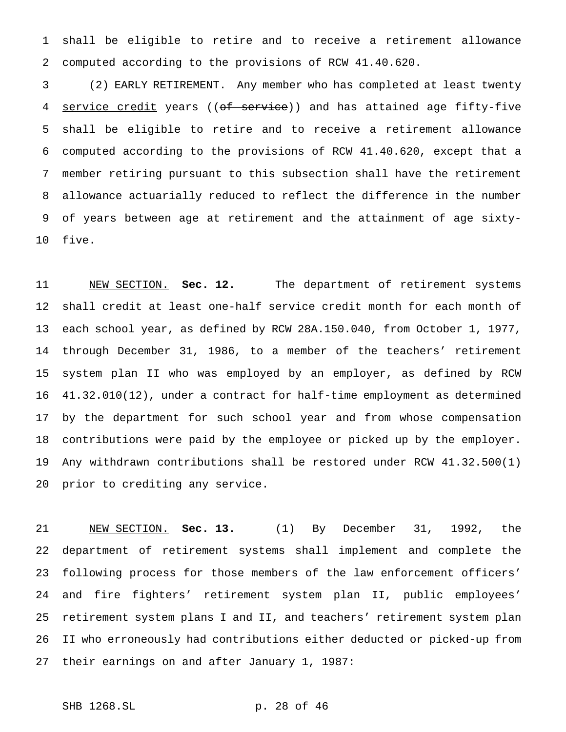shall be eligible to retire and to receive a retirement allowance computed according to the provisions of RCW 41.40.620.

(2) EARLY RETIREMENT. Any member who has completed at least twenty <u>service credit</u> years ((~~of service~~)) and has attained age fifty-five shall be eligible to retire and to receive a retirement allowance computed according to the provisions of RCW 41.40.620, except that a member retiring pursuant to this subsection shall have the retirement allowance actuarially reduced to reflect the difference in the number of years between age at retirement and the attainment of age sixty-five.

<u>NEW SECTION.</u> **Sec. 12.** The department of retirement systems shall credit at least one-half service credit month for each month of each school year, as defined by RCW 28A.150.040, from October 1, 1977, through December 31, 1986, to a member of the teachers' retirement system plan II who was employed by an employer, as defined by RCW 41.32.010(12), under a contract for half-time employment as determined by the department for such school year and from whose compensation contributions were paid by the employee or picked up by the employer. Any withdrawn contributions shall be restored under RCW 41.32.500(1) prior to crediting any service.

<u>NEW SECTION.</u> **Sec. 13.** (1) By December 31, 1992, the department of retirement systems shall implement and complete the following process for those members of the law enforcement officers' and fire fighters' retirement system plan II, public employees' retirement system plans I and II, and teachers' retirement system plan II who erroneously had contributions either deducted or picked-up from their earnings on and after January 1, 1987: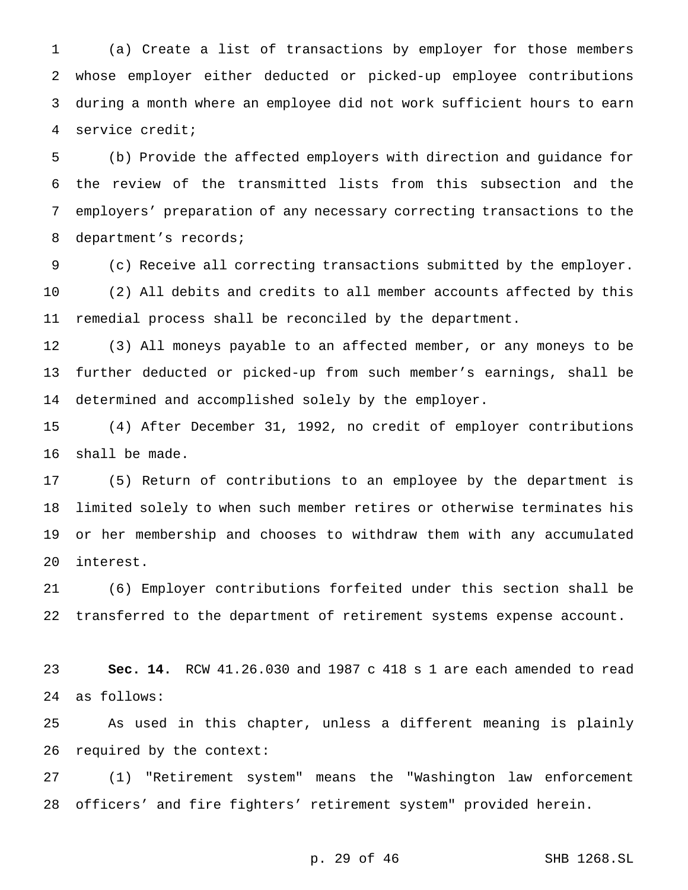(a) Create a list of transactions by employer for those members whose employer either deducted or picked-up employee contributions during a month where an employee did not work sufficient hours to earn service credit;

(b) Provide the affected employers with direction and guidance for the review of the transmitted lists from this subsection and the employers' preparation of any necessary correcting transactions to the department's records;

(c) Receive all correcting transactions submitted by the employer.

(2) All debits and credits to all member accounts affected by this remedial process shall be reconciled by the department.

(3) All moneys payable to an affected member, or any moneys to be further deducted or picked-up from such member's earnings, shall be determined and accomplished solely by the employer.

(4) After December 31, 1992, no credit of employer contributions shall be made.

(5) Return of contributions to an employee by the department is limited solely to when such member retires or otherwise terminates his or her membership and chooses to withdraw them with any accumulated interest.

(6) Employer contributions forfeited under this section shall be transferred to the department of retirement systems expense account.

**Sec. 14.** RCW 41.26.030 and 1987 c 418 s 1 are each amended to read as follows:

As used in this chapter, unless a different meaning is plainly required by the context:

(1) "Retirement system" means the "Washington law enforcement officers' and fire fighters' retirement system" provided herein.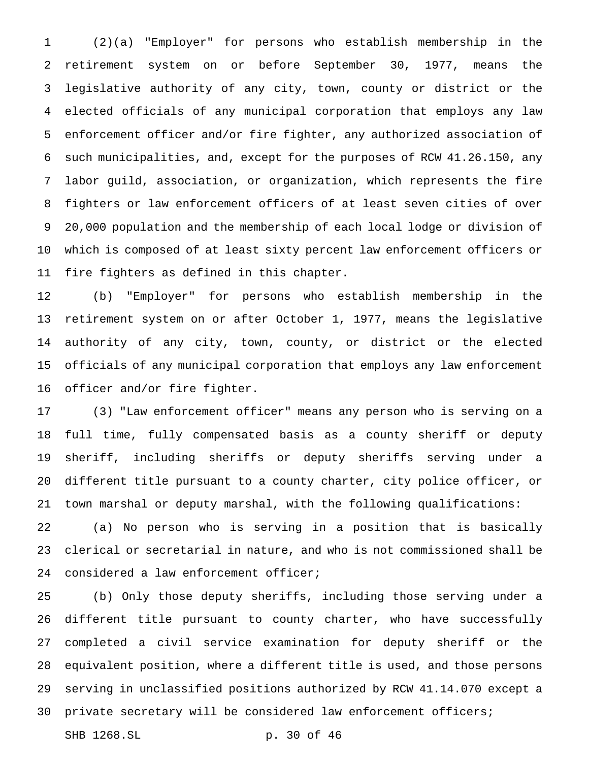(2)(a) "Employer" for persons who establish membership in the retirement system on or before September 30, 1977, means the legislative authority of any city, town, county or district or the elected officials of any municipal corporation that employs any law enforcement officer and/or fire fighter, any authorized association of such municipalities, and, except for the purposes of RCW 41.26.150, any labor guild, association, or organization, which represents the fire fighters or law enforcement officers of at least seven cities of over 20,000 population and the membership of each local lodge or division of which is composed of at least sixty percent law enforcement officers or fire fighters as defined in this chapter.

(b) "Employer" for persons who establish membership in the retirement system on or after October 1, 1977, means the legislative authority of any city, town, county, or district or the elected officials of any municipal corporation that employs any law enforcement officer and/or fire fighter.

(3) "Law enforcement officer" means any person who is serving on a full time, fully compensated basis as a county sheriff or deputy sheriff, including sheriffs or deputy sheriffs serving under a different title pursuant to a county charter, city police officer, or town marshal or deputy marshal, with the following qualifications:

(a) No person who is serving in a position that is basically clerical or secretarial in nature, and who is not commissioned shall be considered a law enforcement officer;

(b) Only those deputy sheriffs, including those serving under a different title pursuant to county charter, who have successfully completed a civil service examination for deputy sheriff or the equivalent position, where a different title is used, and those persons serving in unclassified positions authorized by RCW 41.14.070 except a private secretary will be considered law enforcement officers;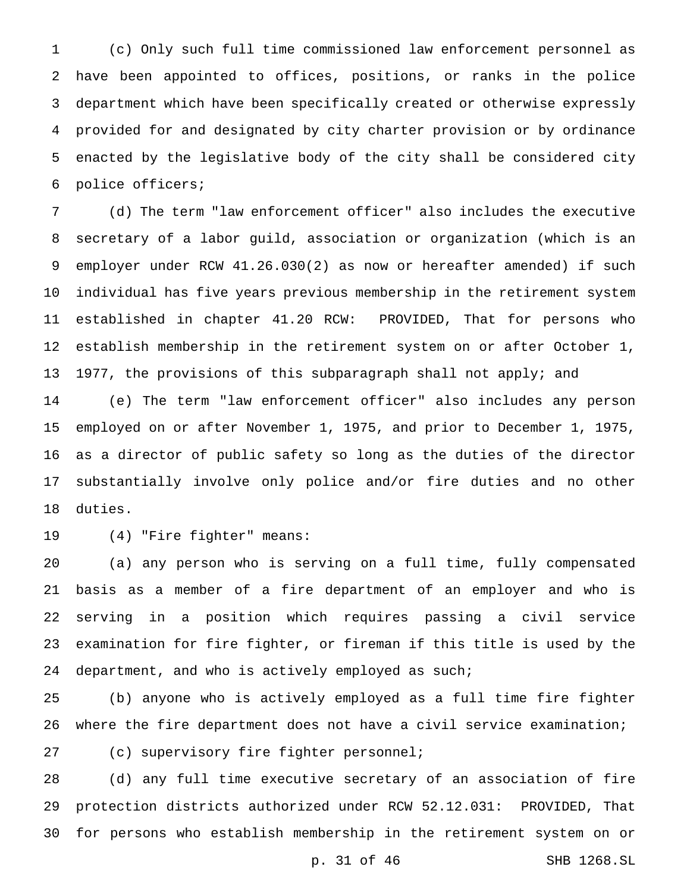(c) Only such full time commissioned law enforcement personnel as have been appointed to offices, positions, or ranks in the police department which have been specifically created or otherwise expressly provided for and designated by city charter provision or by ordinance enacted by the legislative body of the city shall be considered city police officers;

(d) The term "law enforcement officer" also includes the executive secretary of a labor guild, association or organization (which is an employer under RCW 41.26.030(2) as now or hereafter amended) if such individual has five years previous membership in the retirement system established in chapter 41.20 RCW: PROVIDED, That for persons who establish membership in the retirement system on or after October 1, 1977, the provisions of this subparagraph shall not apply; and

(e) The term "law enforcement officer" also includes any person employed on or after November 1, 1975, and prior to December 1, 1975, as a director of public safety so long as the duties of the director substantially involve only police and/or fire duties and no other duties.

(4) "Fire fighter" means:

(a) any person who is serving on a full time, fully compensated basis as a member of a fire department of an employer and who is serving in a position which requires passing a civil service examination for fire fighter, or fireman if this title is used by the department, and who is actively employed as such;

(b) anyone who is actively employed as a full time fire fighter where the fire department does not have a civil service examination;

(c) supervisory fire fighter personnel;

(d) any full time executive secretary of an association of fire protection districts authorized under RCW 52.12.031: PROVIDED, That for persons who establish membership in the retirement system on or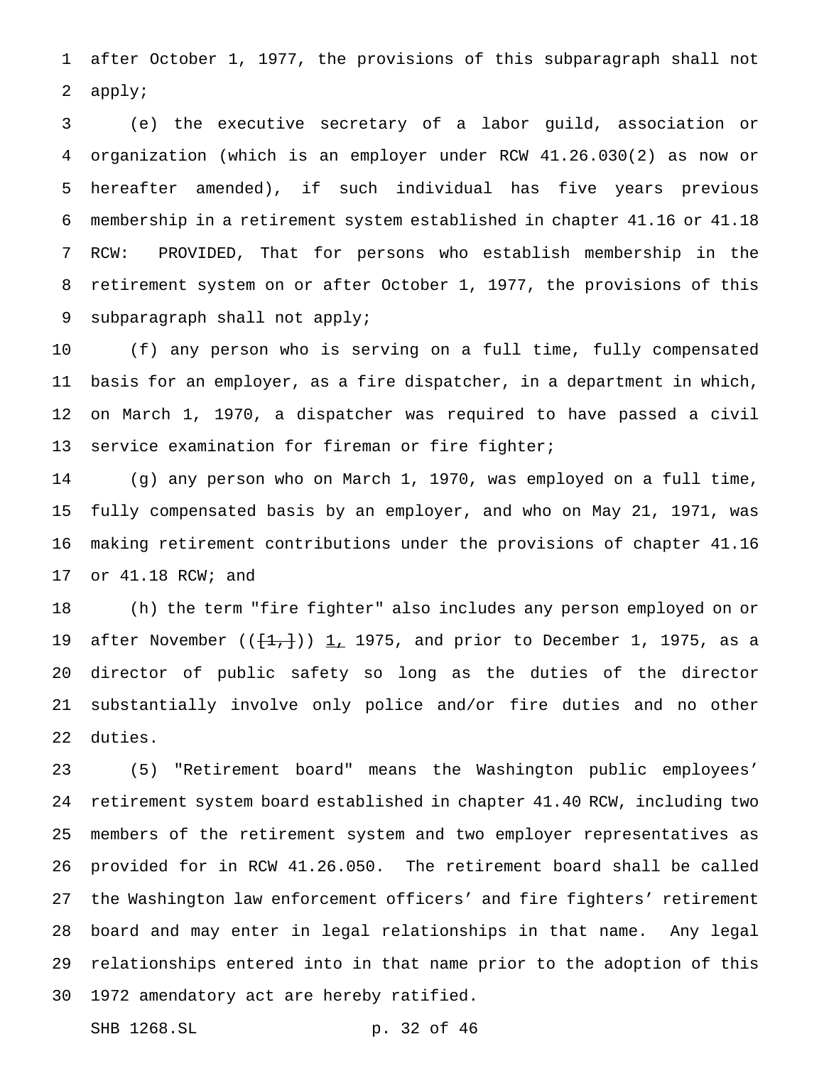after October 1, 1977, the provisions of this subparagraph shall not apply;

(e) the executive secretary of a labor guild, association or organization (which is an employer under RCW 41.26.030(2) as now or hereafter amended), if such individual has five years previous membership in a retirement system established in chapter 41.16 or 41.18 RCW: PROVIDED, That for persons who establish membership in the retirement system on or after October 1, 1977, the provisions of this subparagraph shall not apply;

(f) any person who is serving on a full time, fully compensated basis for an employer, as a fire dispatcher, in a department in which, on March 1, 1970, a dispatcher was required to have passed a civil service examination for fireman or fire fighter;

(g) any person who on March 1, 1970, was employed on a full time, fully compensated basis by an employer, and who on May 21, 1971, was making retirement contributions under the provisions of chapter 41.16 or 41.18 RCW; and

(h) the term "fire fighter" also includes any person employed on or after November ((~~[1,]~~)) 1, 1975, and prior to December 1, 1975, as a director of public safety so long as the duties of the director substantially involve only police and/or fire duties and no other duties.

(5) "Retirement board" means the Washington public employees' retirement system board established in chapter 41.40 RCW, including two members of the retirement system and two employer representatives as provided for in RCW 41.26.050. The retirement board shall be called the Washington law enforcement officers' and fire fighters' retirement board and may enter in legal relationships in that name. Any legal relationships entered into in that name prior to the adoption of this 1972 amendatory act are hereby ratified.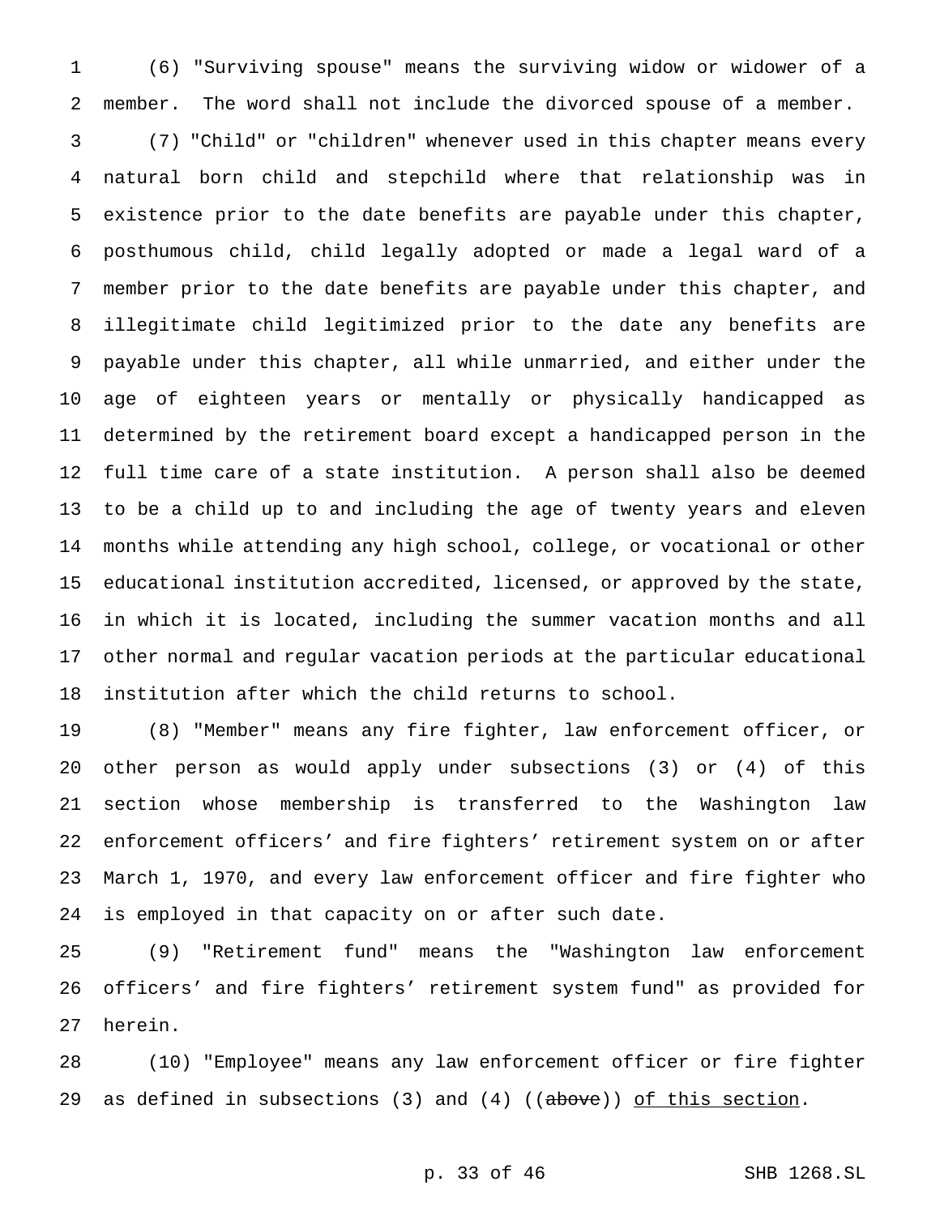(6) "Surviving spouse" means the surviving widow or widower of a member. The word shall not include the divorced spouse of a member.

(7) "Child" or "children" whenever used in this chapter means every natural born child and stepchild where that relationship was in existence prior to the date benefits are payable under this chapter, posthumous child, child legally adopted or made a legal ward of a member prior to the date benefits are payable under this chapter, and illegitimate child legitimized prior to the date any benefits are payable under this chapter, all while unmarried, and either under the age of eighteen years or mentally or physically handicapped as determined by the retirement board except a handicapped person in the full time care of a state institution. A person shall also be deemed to be a child up to and including the age of twenty years and eleven months while attending any high school, college, or vocational or other educational institution accredited, licensed, or approved by the state, in which it is located, including the summer vacation months and all other normal and regular vacation periods at the particular educational institution after which the child returns to school.

(8) "Member" means any fire fighter, law enforcement officer, or other person as would apply under subsections (3) or (4) of this section whose membership is transferred to the Washington law enforcement officers' and fire fighters' retirement system on or after March 1, 1970, and every law enforcement officer and fire fighter who is employed in that capacity on or after such date.

(9) "Retirement fund" means the "Washington law enforcement officers' and fire fighters' retirement system fund" as provided for herein.

(10) "Employee" means any law enforcement officer or fire fighter as defined in subsections (3) and (4) ((~~above~~)) <u>of this section</u>.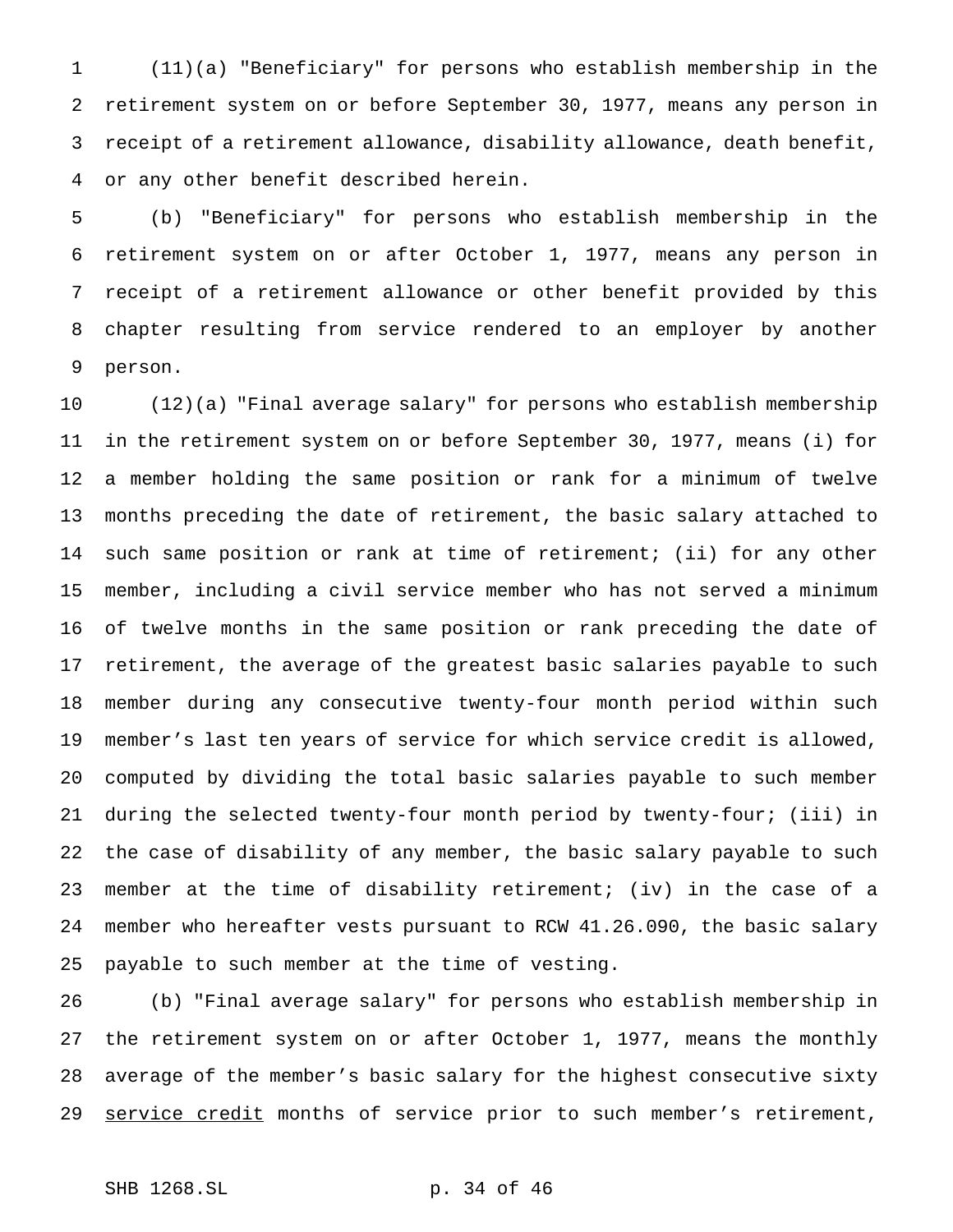(11)(a) "Beneficiary" for persons who establish membership in the retirement system on or before September 30, 1977, means any person in receipt of a retirement allowance, disability allowance, death benefit, or any other benefit described herein.

(b) "Beneficiary" for persons who establish membership in the retirement system on or after October 1, 1977, means any person in receipt of a retirement allowance or other benefit provided by this chapter resulting from service rendered to an employer by another person.

(12)(a) "Final average salary" for persons who establish membership in the retirement system on or before September 30, 1977, means (i) for a member holding the same position or rank for a minimum of twelve months preceding the date of retirement, the basic salary attached to such same position or rank at time of retirement; (ii) for any other member, including a civil service member who has not served a minimum of twelve months in the same position or rank preceding the date of retirement, the average of the greatest basic salaries payable to such member during any consecutive twenty-four month period within such member's last ten years of service for which service credit is allowed, computed by dividing the total basic salaries payable to such member during the selected twenty-four month period by twenty-four; (iii) in the case of disability of any member, the basic salary payable to such member at the time of disability retirement; (iv) in the case of a member who hereafter vests pursuant to RCW 41.26.090, the basic salary payable to such member at the time of vesting.

(b) "Final average salary" for persons who establish membership in the retirement system on or after October 1, 1977, means the monthly average of the member's basic salary for the highest consecutive sixty service credit months of service prior to such member's retirement,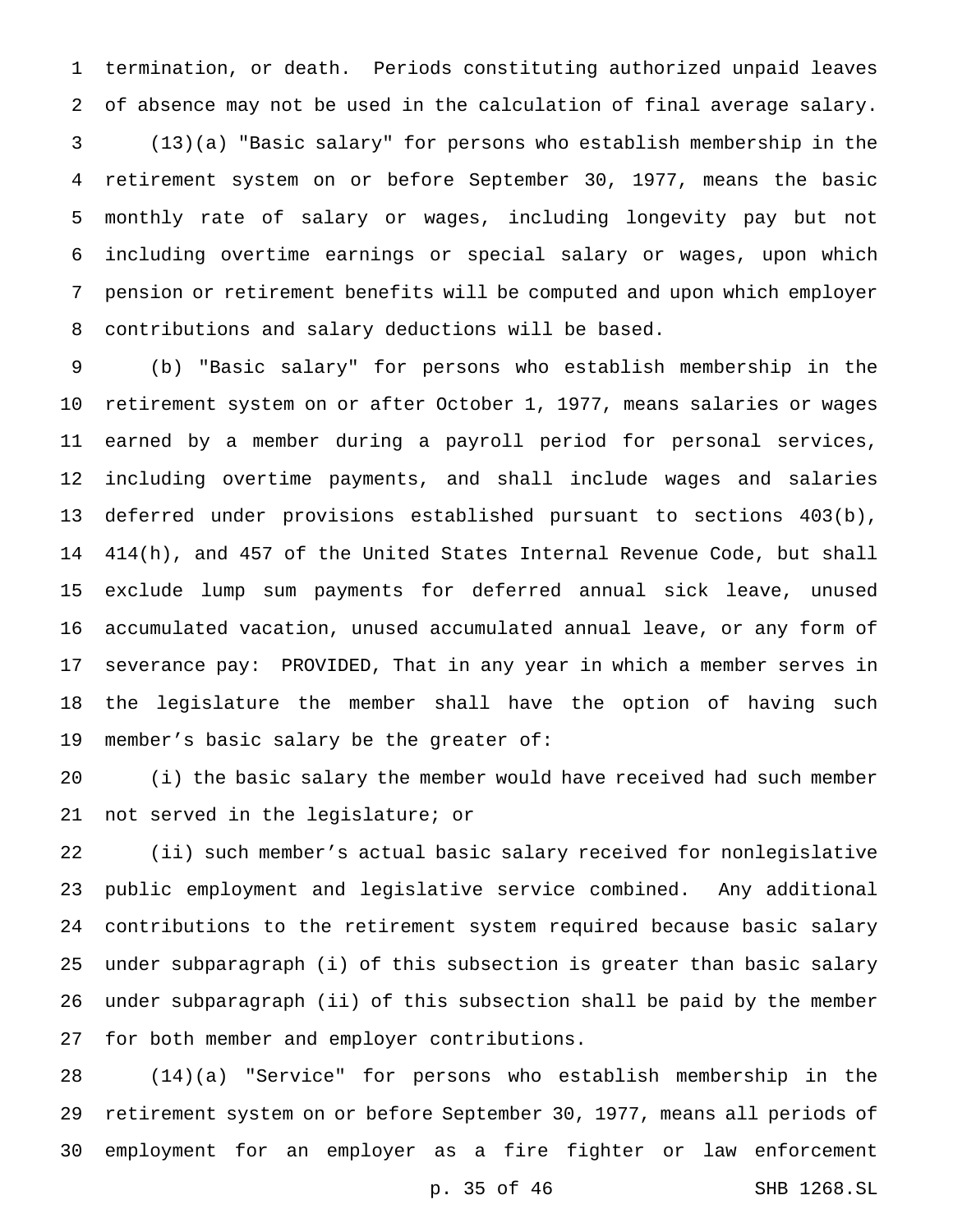termination, or death. Periods constituting authorized unpaid leaves of absence may not be used in the calculation of final average salary.

(13)(a) "Basic salary" for persons who establish membership in the retirement system on or before September 30, 1977, means the basic monthly rate of salary or wages, including longevity pay but not including overtime earnings or special salary or wages, upon which pension or retirement benefits will be computed and upon which employer contributions and salary deductions will be based.

(b) "Basic salary" for persons who establish membership in the retirement system on or after October 1, 1977, means salaries or wages earned by a member during a payroll period for personal services, including overtime payments, and shall include wages and salaries deferred under provisions established pursuant to sections 403(b), 414(h), and 457 of the United States Internal Revenue Code, but shall exclude lump sum payments for deferred annual sick leave, unused accumulated vacation, unused accumulated annual leave, or any form of severance pay: PROVIDED, That in any year in which a member serves in the legislature the member shall have the option of having such member's basic salary be the greater of:

(i) the basic salary the member would have received had such member not served in the legislature; or

(ii) such member's actual basic salary received for nonlegislative public employment and legislative service combined. Any additional contributions to the retirement system required because basic salary under subparagraph (i) of this subsection is greater than basic salary under subparagraph (ii) of this subsection shall be paid by the member for both member and employer contributions.

(14)(a) "Service" for persons who establish membership in the retirement system on or before September 30, 1977, means all periods of employment for an employer as a fire fighter or law enforcement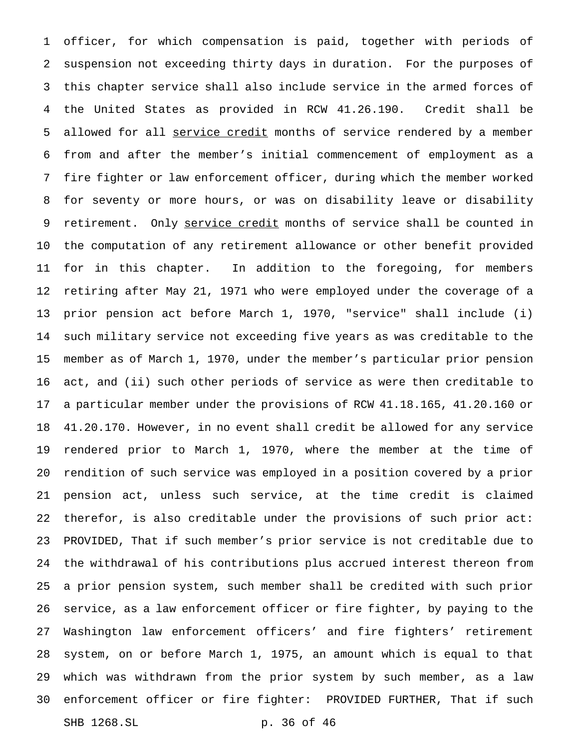officer, for which compensation is paid, together with periods of suspension not exceeding thirty days in duration. For the purposes of this chapter service shall also include service in the armed forces of the United States as provided in RCW 41.26.190. Credit shall be allowed for all <u>service credit</u> months of service rendered by a member from and after the member's initial commencement of employment as a fire fighter or law enforcement officer, during which the member worked for seventy or more hours, or was on disability leave or disability retirement. Only <u>service credit</u> months of service shall be counted in the computation of any retirement allowance or other benefit provided for in this chapter. In addition to the foregoing, for members retiring after May 21, 1971 who were employed under the coverage of a prior pension act before March 1, 1970, "service" shall include (i) such military service not exceeding five years as was creditable to the member as of March 1, 1970, under the member's particular prior pension act, and (ii) such other periods of service as were then creditable to a particular member under the provisions of RCW 41.18.165, 41.20.160 or 41.20.170. However, in no event shall credit be allowed for any service rendered prior to March 1, 1970, where the member at the time of rendition of such service was employed in a position covered by a prior pension act, unless such service, at the time credit is claimed therefor, is also creditable under the provisions of such prior act: PROVIDED, That if such member's prior service is not creditable due to the withdrawal of his contributions plus accrued interest thereon from a prior pension system, such member shall be credited with such prior service, as a law enforcement officer or fire fighter, by paying to the Washington law enforcement officers' and fire fighters' retirement system, on or before March 1, 1975, an amount which is equal to that which was withdrawn from the prior system by such member, as a law enforcement officer or fire fighter: PROVIDED FURTHER, That if such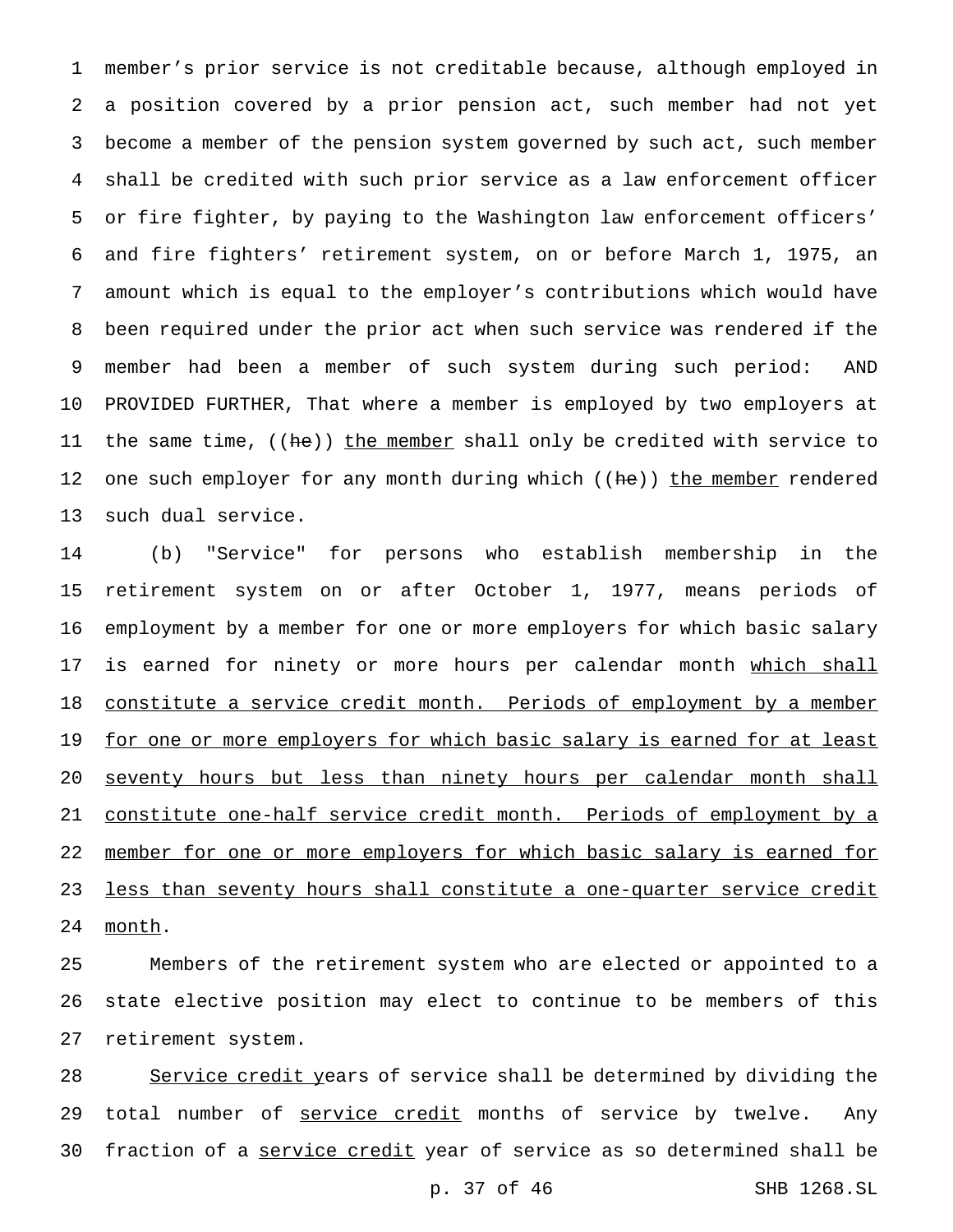member's prior service is not creditable because, although employed in a position covered by a prior pension act, such member had not yet become a member of the pension system governed by such act, such member shall be credited with such prior service as a law enforcement officer or fire fighter, by paying to the Washington law enforcement officers' and fire fighters' retirement system, on or before March 1, 1975, an amount which is equal to the employer's contributions which would have been required under the prior act when such service was rendered if the member had been a member of such system during such period: AND PROVIDED FURTHER, That where a member is employed by two employers at the same time, ((~~he~~)) the member shall only be credited with service to one such employer for any month during which ((~~he~~)) the member rendered such dual service.

(b) "Service" for persons who establish membership in the retirement system on or after October 1, 1977, means periods of employment by a member for one or more employers for which basic salary is earned for ninety or more hours per calendar month which shall constitute a service credit month. Periods of employment by a member for one or more employers for which basic salary is earned for at least seventy hours but less than ninety hours per calendar month shall constitute one-half service credit month. Periods of employment by a member for one or more employers for which basic salary is earned for less than seventy hours shall constitute a one-quarter service credit month.

Members of the retirement system who are elected or appointed to a state elective position may elect to continue to be members of this retirement system.

Service credit years of service shall be determined by dividing the total number of service credit months of service by twelve. Any fraction of a service credit year of service as so determined shall be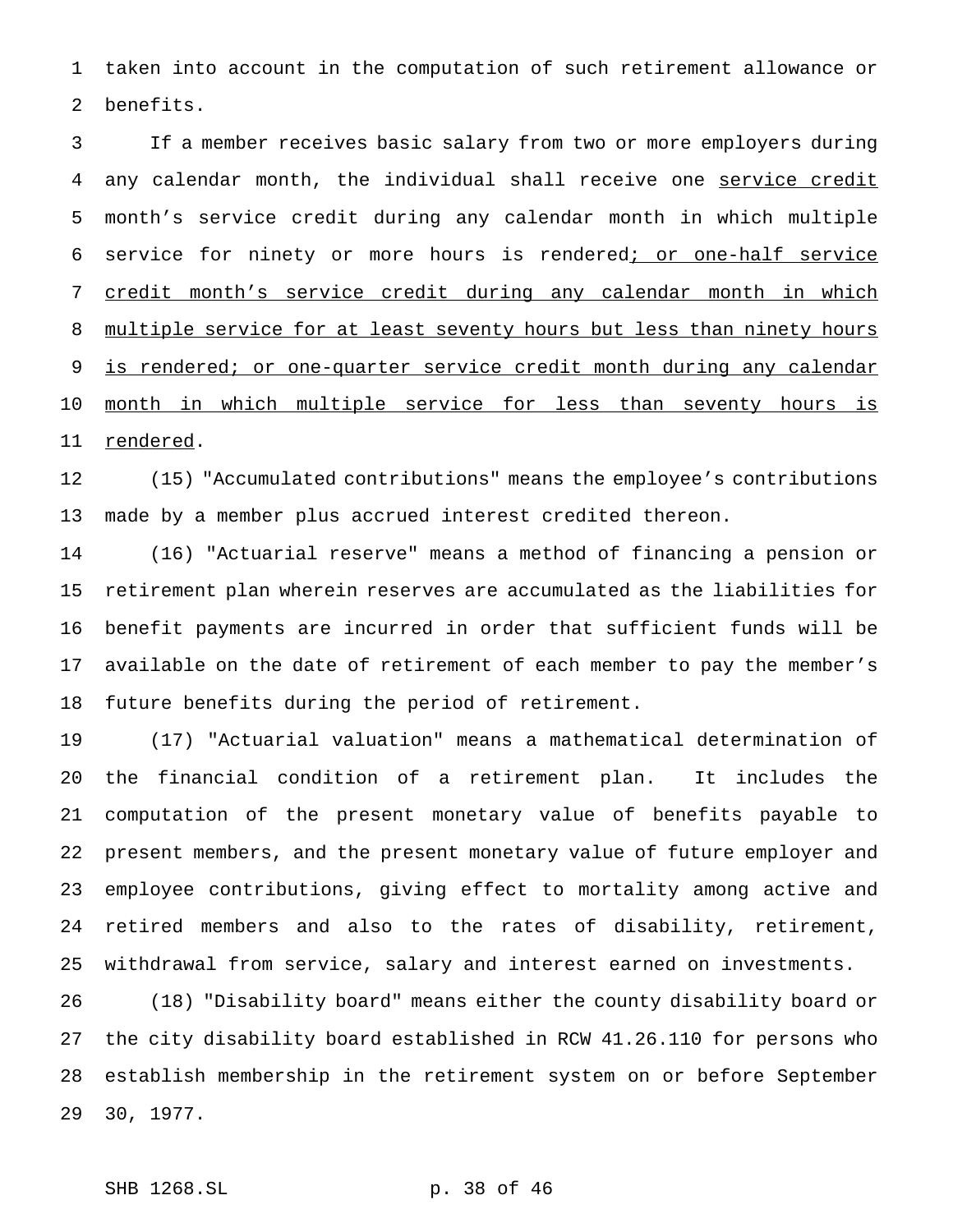taken into account in the computation of such retirement allowance or benefits.

If a member receives basic salary from two or more employers during any calendar month, the individual shall receive one service credit month's service credit during any calendar month in which multiple service for ninety or more hours is rendered; or one-half service credit month's service credit during any calendar month in which multiple service for at least seventy hours but less than ninety hours is rendered; or one-quarter service credit month during any calendar month in which multiple service for less than seventy hours is rendered.

(15) "Accumulated contributions" means the employee's contributions made by a member plus accrued interest credited thereon.

(16) "Actuarial reserve" means a method of financing a pension or retirement plan wherein reserves are accumulated as the liabilities for benefit payments are incurred in order that sufficient funds will be available on the date of retirement of each member to pay the member's future benefits during the period of retirement.

(17) "Actuarial valuation" means a mathematical determination of the financial condition of a retirement plan. It includes the computation of the present monetary value of benefits payable to present members, and the present monetary value of future employer and employee contributions, giving effect to mortality among active and retired members and also to the rates of disability, retirement, withdrawal from service, salary and interest earned on investments.

(18) "Disability board" means either the county disability board or the city disability board established in RCW 41.26.110 for persons who establish membership in the retirement system on or before September 30, 1977.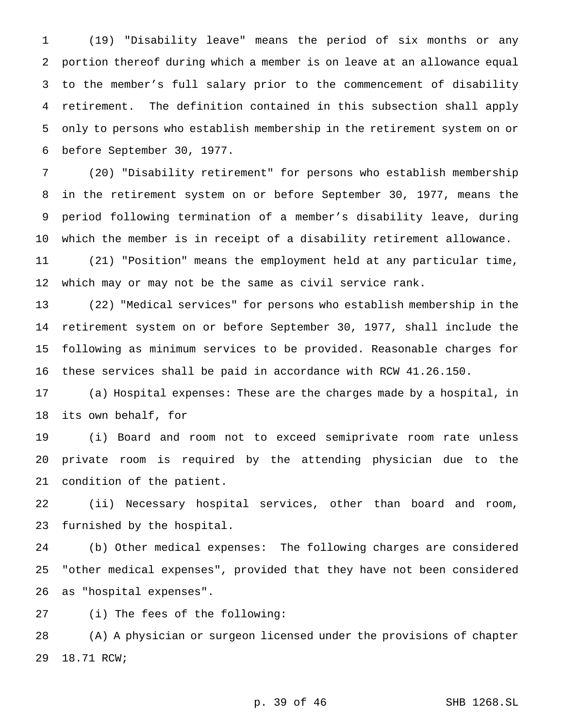(19) "Disability leave" means the period of six months or any portion thereof during which a member is on leave at an allowance equal to the member's full salary prior to the commencement of disability retirement. The definition contained in this subsection shall apply only to persons who establish membership in the retirement system on or before September 30, 1977.

(20) "Disability retirement" for persons who establish membership in the retirement system on or before September 30, 1977, means the period following termination of a member's disability leave, during which the member is in receipt of a disability retirement allowance.

(21) "Position" means the employment held at any particular time, which may or may not be the same as civil service rank.

(22) "Medical services" for persons who establish membership in the retirement system on or before September 30, 1977, shall include the following as minimum services to be provided. Reasonable charges for these services shall be paid in accordance with RCW 41.26.150.

(a) Hospital expenses: These are the charges made by a hospital, in its own behalf, for

(i) Board and room not to exceed semiprivate room rate unless private room is required by the attending physician due to the condition of the patient.

(ii) Necessary hospital services, other than board and room, furnished by the hospital.

(b) Other medical expenses: The following charges are considered "other medical expenses", provided that they have not been considered as "hospital expenses".

(i) The fees of the following:

(A) A physician or surgeon licensed under the provisions of chapter 18.71 RCW;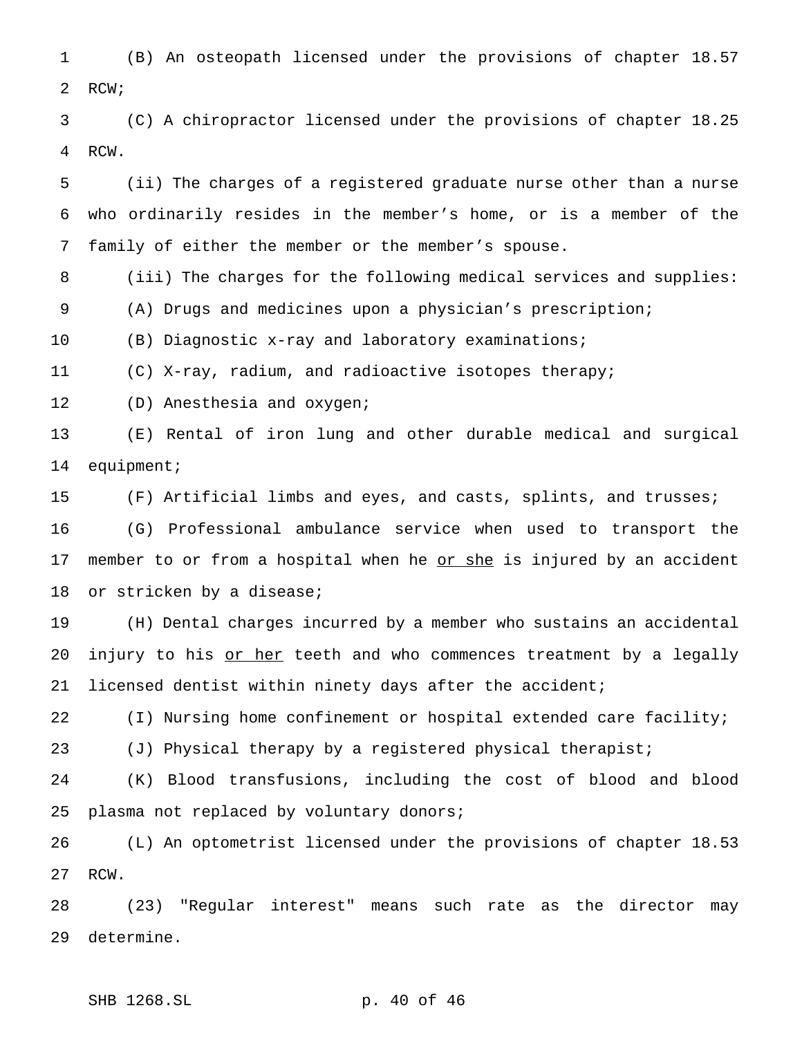(B) An osteopath licensed under the provisions of chapter 18.57 RCW;

(C) A chiropractor licensed under the provisions of chapter 18.25 RCW.

(ii) The charges of a registered graduate nurse other than a nurse who ordinarily resides in the member's home, or is a member of the family of either the member or the member's spouse.

(iii) The charges for the following medical services and supplies:

(A) Drugs and medicines upon a physician's prescription;

(B) Diagnostic x-ray and laboratory examinations;

(C) X-ray, radium, and radioactive isotopes therapy;

(D) Anesthesia and oxygen;

(E) Rental of iron lung and other durable medical and surgical equipment;

(F) Artificial limbs and eyes, and casts, splints, and trusses;

(G) Professional ambulance service when used to transport the member to or from a hospital when he <u>or she</u> is injured by an accident or stricken by a disease;

(H) Dental charges incurred by a member who sustains an accidental injury to his <u>or her</u> teeth and who commences treatment by a legally licensed dentist within ninety days after the accident;

(I) Nursing home confinement or hospital extended care facility;

(J) Physical therapy by a registered physical therapist;

(K) Blood transfusions, including the cost of blood and blood plasma not replaced by voluntary donors;

(L) An optometrist licensed under the provisions of chapter 18.53 RCW.

(23) "Regular interest" means such rate as the director may determine.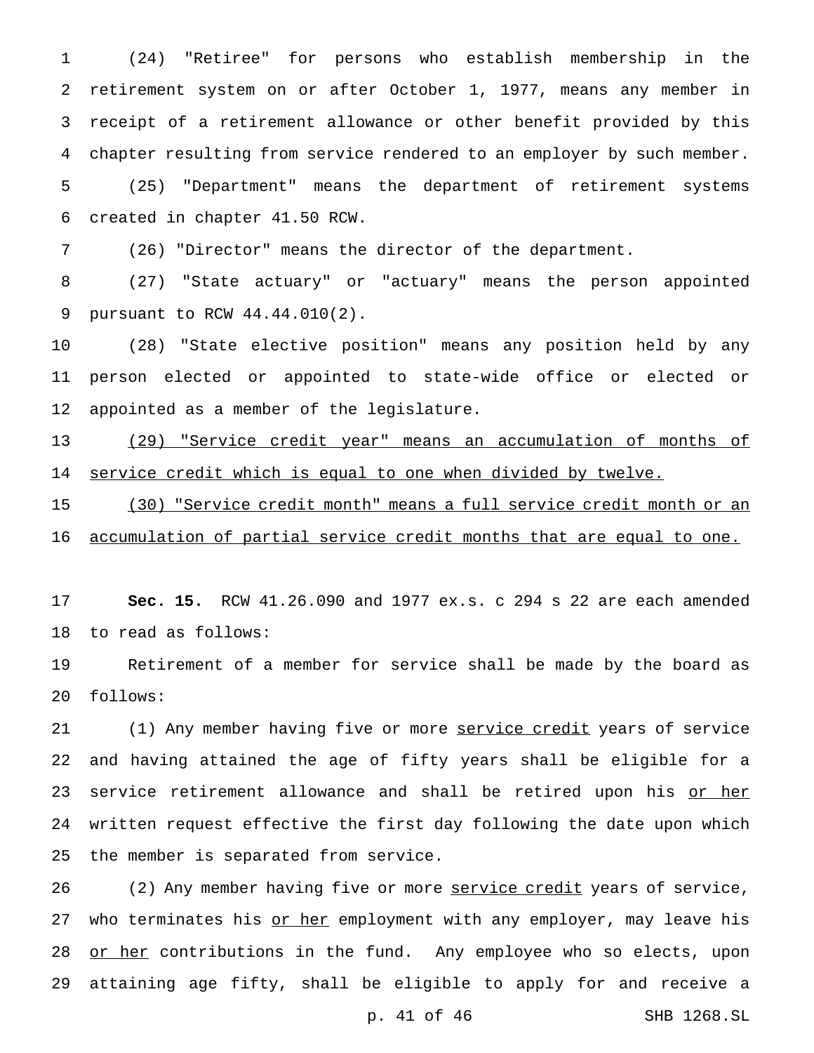(24) "Retiree" for persons who establish membership in the retirement system on or after October 1, 1977, means any member in receipt of a retirement allowance or other benefit provided by this chapter resulting from service rendered to an employer by such member.

(25) "Department" means the department of retirement systems created in chapter 41.50 RCW.

(26) "Director" means the director of the department.

(27) "State actuary" or "actuary" means the person appointed pursuant to RCW 44.44.010(2).

(28) "State elective position" means any position held by any person elected or appointed to state-wide office or elected or appointed as a member of the legislature.

<u>(29) "Service credit year" means an accumulation of months of service credit which is equal to one when divided by twelve.</u>

<u>(30) "Service credit month" means a full service credit month or an accumulation of partial service credit months that are equal to one.</u>

**Sec. 15.** RCW 41.26.090 and 1977 ex.s. c 294 s 22 are each amended to read as follows:

Retirement of a member for service shall be made by the board as follows:

(1) Any member having five or more <u>service credit</u> years of service and having attained the age of fifty years shall be eligible for a service retirement allowance and shall be retired upon his <u>or her</u> written request effective the first day following the date upon which the member is separated from service.

(2) Any member having five or more <u>service credit</u> years of service, who terminates his <u>or her</u> employment with any employer, may leave his <u>or her</u> contributions in the fund. Any employee who so elects, upon attaining age fifty, shall be eligible to apply for and receive a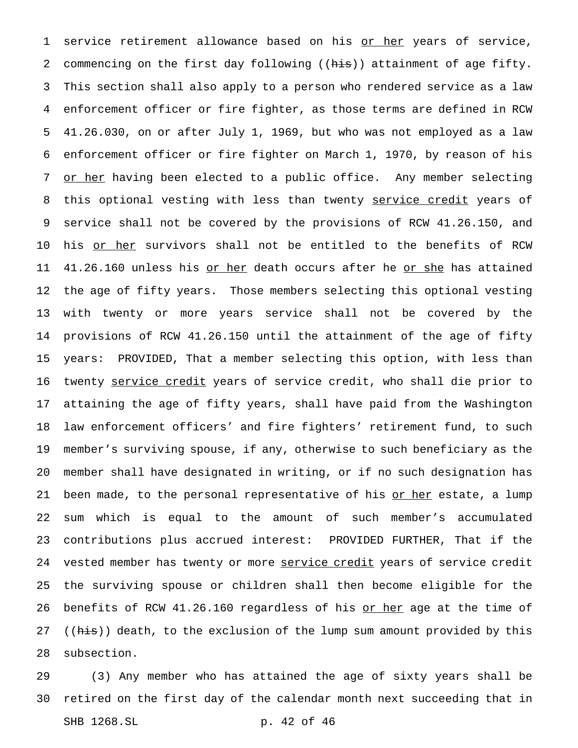service retirement allowance based on his or her years of service, commencing on the first day following ((his)) attainment of age fifty. This section shall also apply to a person who rendered service as a law enforcement officer or fire fighter, as those terms are defined in RCW 41.26.030, on or after July 1, 1969, but who was not employed as a law enforcement officer or fire fighter on March 1, 1970, by reason of his or her having been elected to a public office. Any member selecting this optional vesting with less than twenty service credit years of service shall not be covered by the provisions of RCW 41.26.150, and his or her survivors shall not be entitled to the benefits of RCW 41.26.160 unless his or her death occurs after he or she has attained the age of fifty years. Those members selecting this optional vesting with twenty or more years service shall not be covered by the provisions of RCW 41.26.150 until the attainment of the age of fifty years: PROVIDED, That a member selecting this option, with less than twenty service credit years of service credit, who shall die prior to attaining the age of fifty years, shall have paid from the Washington law enforcement officers' and fire fighters' retirement fund, to such member's surviving spouse, if any, otherwise to such beneficiary as the member shall have designated in writing, or if no such designation has been made, to the personal representative of his or her estate, a lump sum which is equal to the amount of such member's accumulated contributions plus accrued interest: PROVIDED FURTHER, That if the vested member has twenty or more service credit years of service credit the surviving spouse or children shall then become eligible for the benefits of RCW 41.26.160 regardless of his or her age at the time of ((his)) death, to the exclusion of the lump sum amount provided by this subsection.

(3) Any member who has attained the age of sixty years shall be retired on the first day of the calendar month next succeeding that in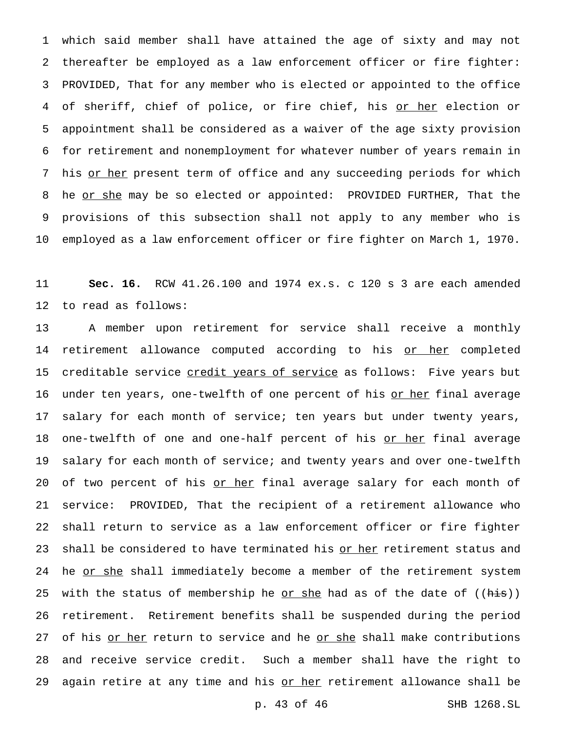which said member shall have attained the age of sixty and may not thereafter be employed as a law enforcement officer or fire fighter: PROVIDED, That for any member who is elected or appointed to the office of sheriff, chief of police, or fire chief, his <u>or her</u> election or appointment shall be considered as a waiver of the age sixty provision for retirement and nonemployment for whatever number of years remain in his <u>or her</u> present term of office and any succeeding periods for which he <u>or she</u> may be so elected or appointed: PROVIDED FURTHER, That the provisions of this subsection shall not apply to any member who is employed as a law enforcement officer or fire fighter on March 1, 1970.

**Sec. 16.** RCW 41.26.100 and 1974 ex.s. c 120 s 3 are each amended to read as follows:

A member upon retirement for service shall receive a monthly retirement allowance computed according to his <u>or her</u> completed creditable service <u>credit years of service</u> as follows: Five years but under ten years, one-twelfth of one percent of his <u>or her</u> final average salary for each month of service; ten years but under twenty years, one-twelfth of one and one-half percent of his <u>or her</u> final average salary for each month of service; and twenty years and over one-twelfth of two percent of his <u>or her</u> final average salary for each month of service: PROVIDED, That the recipient of a retirement allowance who shall return to service as a law enforcement officer or fire fighter shall be considered to have terminated his <u>or her</u> retirement status and he <u>or she</u> shall immediately become a member of the retirement system with the status of membership he <u>or she</u> had as of the date of ((~~his~~)) retirement. Retirement benefits shall be suspended during the period of his <u>or her</u> return to service and he <u>or she</u> shall make contributions and receive service credit. Such a member shall have the right to again retire at any time and his <u>or her</u> retirement allowance shall be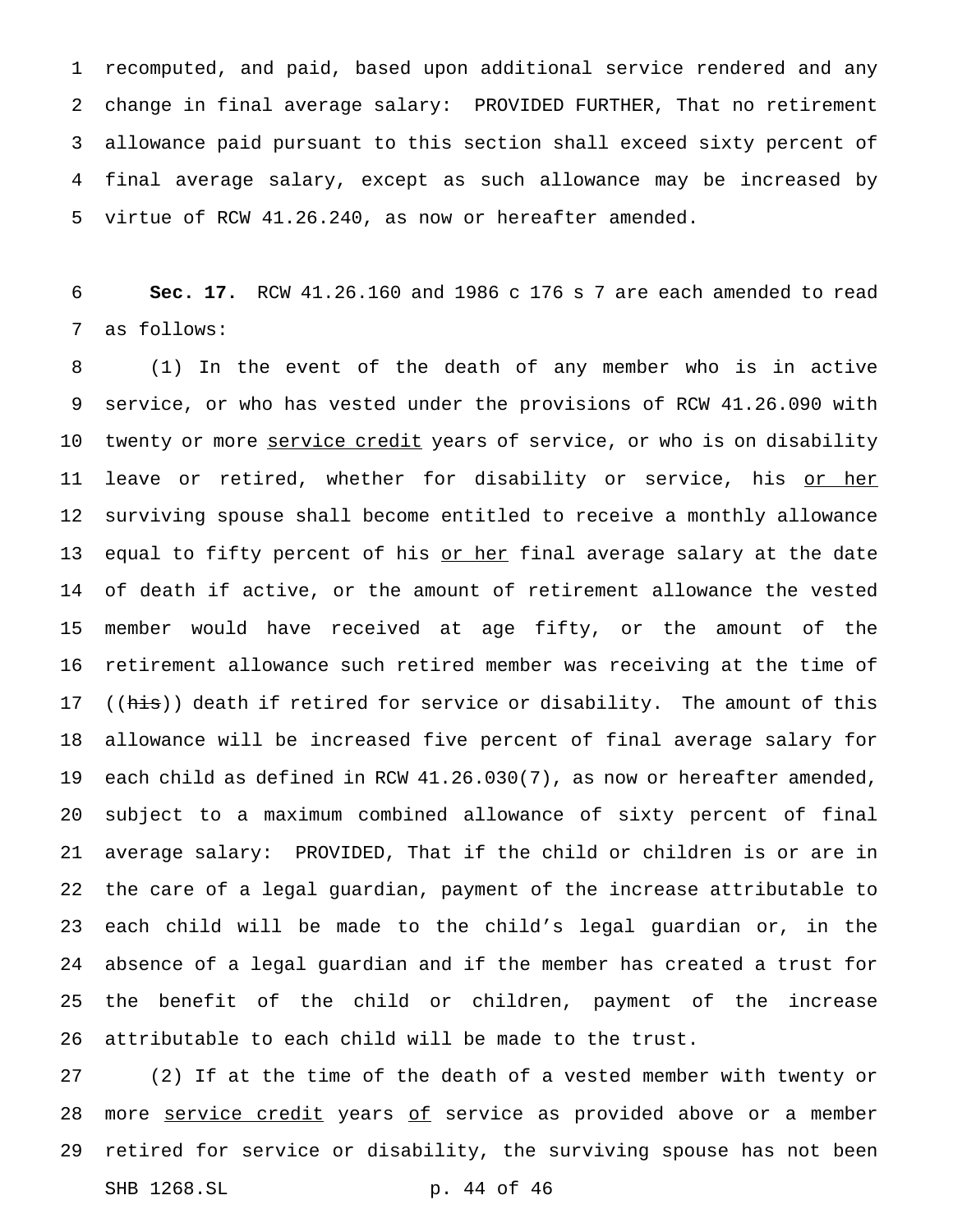recomputed, and paid, based upon additional service rendered and any change in final average salary: PROVIDED FURTHER, That no retirement allowance paid pursuant to this section shall exceed sixty percent of final average salary, except as such allowance may be increased by virtue of RCW 41.26.240, as now or hereafter amended.

**Sec. 17.** RCW 41.26.160 and 1986 c 176 s 7 are each amended to read as follows:

(1) In the event of the death of any member who is in active service, or who has vested under the provisions of RCW 41.26.090 with twenty or more <u>service credit</u> years of service, or who is on disability leave or retired, whether for disability or service, his <u>or her</u> surviving spouse shall become entitled to receive a monthly allowance equal to fifty percent of his <u>or her</u> final average salary at the date of death if active, or the amount of retirement allowance the vested member would have received at age fifty, or the amount of the retirement allowance such retired member was receiving at the time of ((~~his~~)) death if retired for service or disability. The amount of this allowance will be increased five percent of final average salary for each child as defined in RCW 41.26.030(7), as now or hereafter amended, subject to a maximum combined allowance of sixty percent of final average salary: PROVIDED, That if the child or children is or are in the care of a legal guardian, payment of the increase attributable to each child will be made to the child's legal guardian or, in the absence of a legal guardian and if the member has created a trust for the benefit of the child or children, payment of the increase attributable to each child will be made to the trust.

(2) If at the time of the death of a vested member with twenty or more <u>service credit</u> years <u>of</u> service as provided above or a member retired for service or disability, the surviving spouse has not been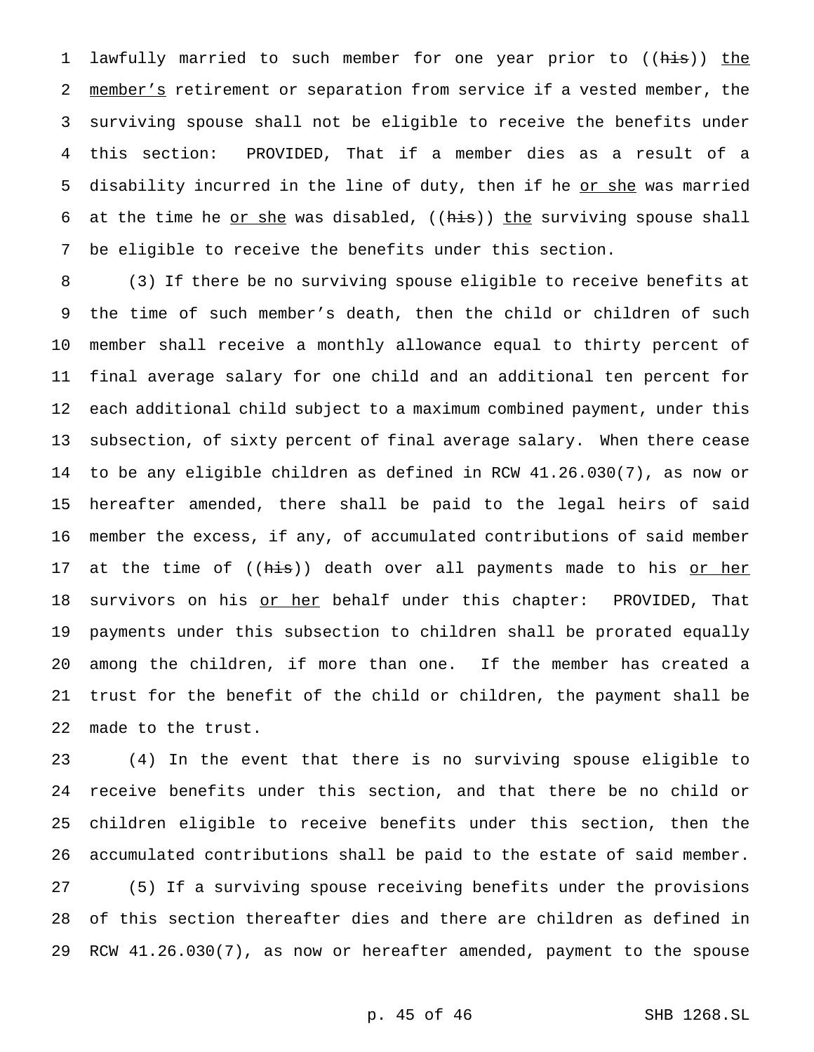lawfully married to such member for one year prior to ((~~his~~)) <u>the member's</u> retirement or separation from service if a vested member, the surviving spouse shall not be eligible to receive the benefits under this section: PROVIDED, That if a member dies as a result of a disability incurred in the line of duty, then if he <u>or she</u> was married at the time he <u>or she</u> was disabled, ((~~his~~)) <u>the</u> surviving spouse shall be eligible to receive the benefits under this section.

(3) If there be no surviving spouse eligible to receive benefits at the time of such member's death, then the child or children of such member shall receive a monthly allowance equal to thirty percent of final average salary for one child and an additional ten percent for each additional child subject to a maximum combined payment, under this subsection, of sixty percent of final average salary. When there cease to be any eligible children as defined in RCW 41.26.030(7), as now or hereafter amended, there shall be paid to the legal heirs of said member the excess, if any, of accumulated contributions of said member at the time of ((~~his~~)) death over all payments made to his <u>or her</u> survivors on his <u>or her</u> behalf under this chapter: PROVIDED, That payments under this subsection to children shall be prorated equally among the children, if more than one. If the member has created a trust for the benefit of the child or children, the payment shall be made to the trust.

(4) In the event that there is no surviving spouse eligible to receive benefits under this section, and that there be no child or children eligible to receive benefits under this section, then the accumulated contributions shall be paid to the estate of said member.

(5) If a surviving spouse receiving benefits under the provisions of this section thereafter dies and there are children as defined in RCW 41.26.030(7), as now or hereafter amended, payment to the spouse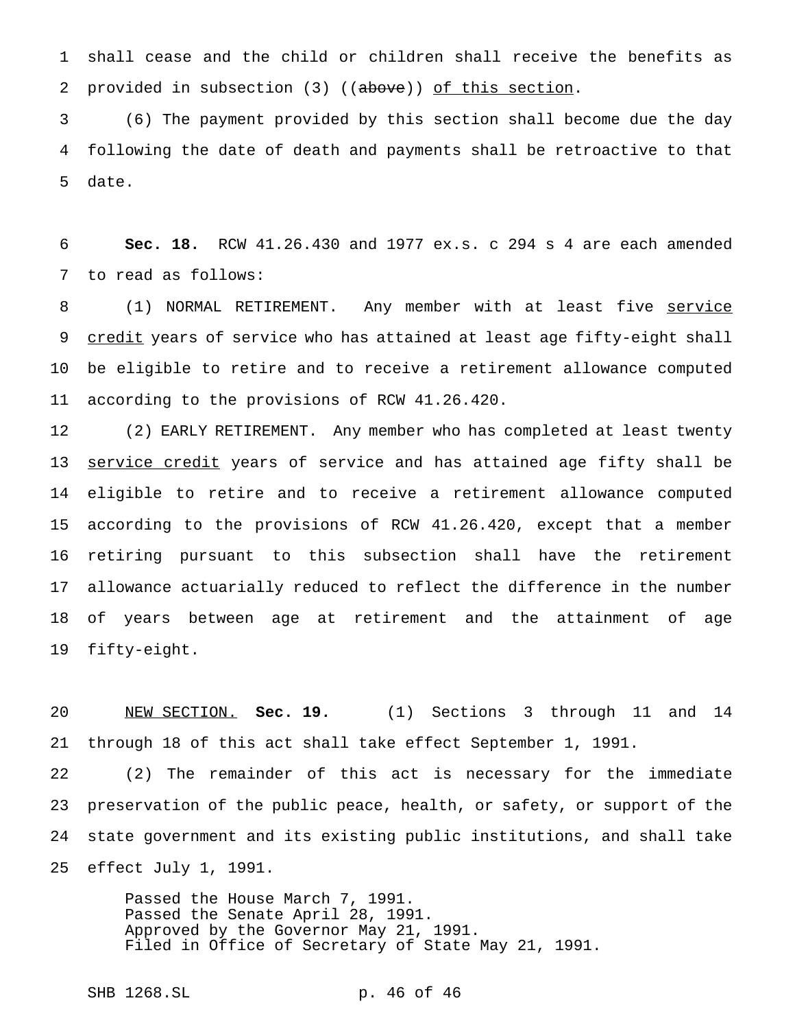shall cease and the child or children shall receive the benefits as provided in subsection (3) ((~~above~~)) <u>of this section</u>.

(6) The payment provided by this section shall become due the day following the date of death and payments shall be retroactive to that date.

**Sec. 18.** RCW 41.26.430 and 1977 ex.s. c 294 s 4 are each amended to read as follows:

(1) NORMAL RETIREMENT. Any member with at least five <u>service credit</u> years of service who has attained at least age fifty-eight shall be eligible to retire and to receive a retirement allowance computed according to the provisions of RCW 41.26.420.

(2) EARLY RETIREMENT. Any member who has completed at least twenty <u>service credit</u> years of service and has attained age fifty shall be eligible to retire and to receive a retirement allowance computed according to the provisions of RCW 41.26.420, except that a member retiring pursuant to this subsection shall have the retirement allowance actuarially reduced to reflect the difference in the number of years between age at retirement and the attainment of age fifty-eight.

<u>NEW SECTION.</u> **Sec. 19.** (1) Sections 3 through 11 and 14 through 18 of this act shall take effect September 1, 1991.

(2) The remainder of this act is necessary for the immediate preservation of the public peace, health, or safety, or support of the state government and its existing public institutions, and shall take effect July 1, 1991.

Passed the House March 7, 1991.
Passed the Senate April 28, 1991.
Approved by the Governor May 21, 1991.
Filed in Office of Secretary of State May 21, 1991.